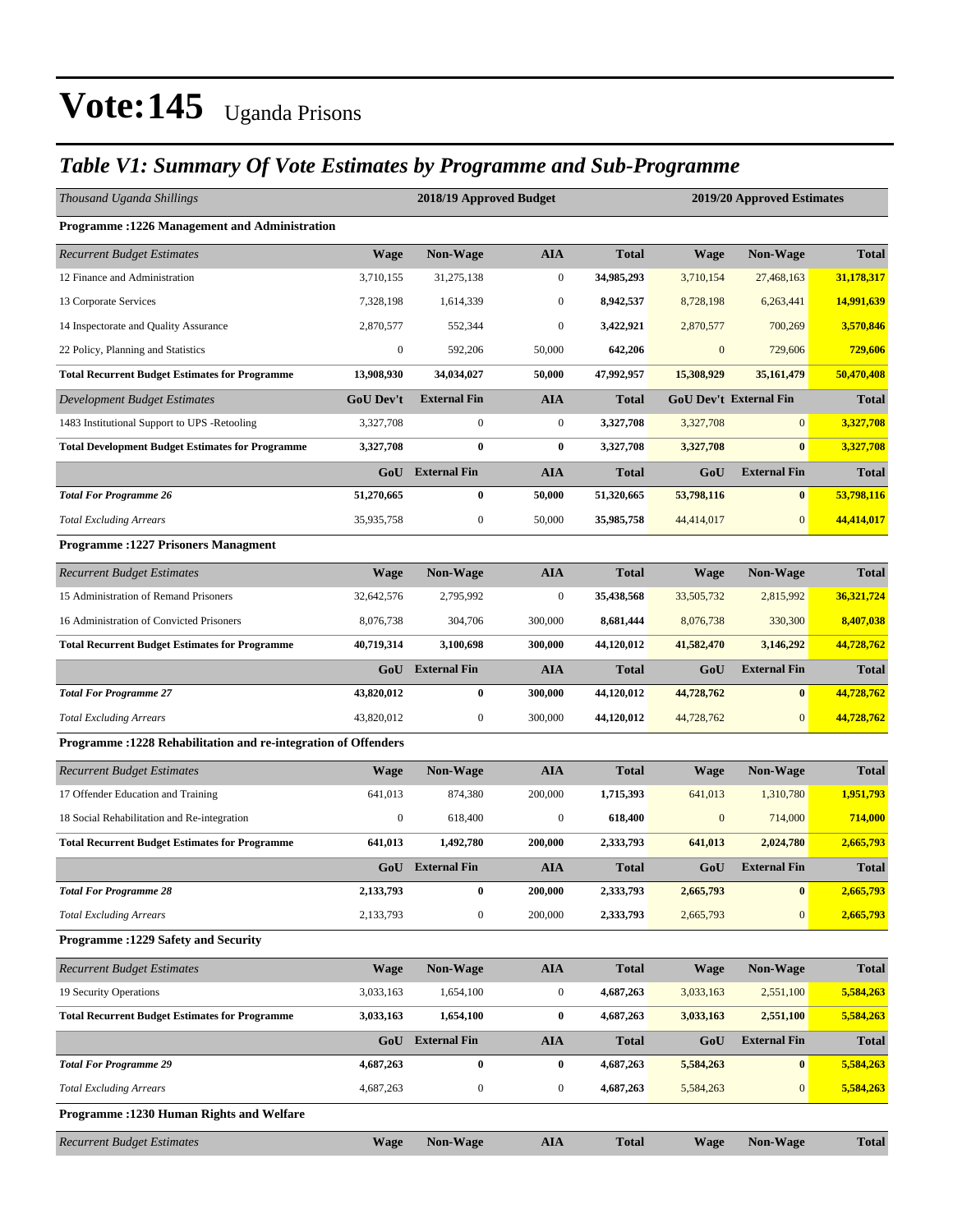# Vote:145 Uganda Prisons

## *Table V1: Summary Of Vote Estimates by Programme and Sub-Programme*

| *Thousand Uganda Shillings* | 2018/19 Approved Budget | | | | 2019/20 Approved Estimates | | |
|---|---|---|---|---|---|---|---|
| **Programme :1226 Management and Administration** | | | | | | | |
| *Recurrent Budget Estimates* | **Wage** | **Non-Wage** | **AIA** | **Total** | **Wage** | **Non-Wage** | **Total** |
| 12 Finance and Administration | 3,710,155 | 31,275,138 | 0 | **34,985,293** | 3,710,154 | 27,468,163 | **31,178,317** |
| 13 Corporate Services | 7,328,198 | 1,614,339 | 0 | **8,942,537** | 8,728,198 | 6,263,441 | **14,991,639** |
| 14 Inspectorate and Quality Assurance | 2,870,577 | 552,344 | 0 | **3,422,921** | 2,870,577 | 700,269 | **3,570,846** |
| 22 Policy, Planning and Statistics | 0 | 592,206 | 50,000 | **642,206** | 0 | 729,606 | **729,606** |
| **Total Recurrent Budget Estimates for Programme** | **13,908,930** | **34,034,027** | **50,000** | **47,992,957** | **15,308,929** | **35,161,479** | **50,470,408** |
| *Development Budget Estimates* | **GoU Dev't** | **External Fin** | **AIA** | **Total** | **GoU Dev't** | **External Fin** | **Total** |
| 1483 Institutional Support to UPS -Retooling | 3,327,708 | 0 | 0 | **3,327,708** | 3,327,708 | 0 | **3,327,708** |
| **Total Development Budget Estimates for Programme** | **3,327,708** | **0** | **0** | **3,327,708** | **3,327,708** | **0** | **3,327,708** |
| | **GoU** | **External Fin** | **AIA** | **Total** | **GoU** | **External Fin** | **Total** |
| ***Total For Programme 26*** | **51,270,665** | **0** | **50,000** | **51,320,665** | **53,798,116** | **0** | **53,798,116** |
| *Total Excluding Arrears* | 35,935,758 | 0 | 50,000 | **35,985,758** | 44,414,017 | 0 | **44,414,017** |
| **Programme :1227 Prisoners Managment** | | | | | | | |
| *Recurrent Budget Estimates* | **Wage** | **Non-Wage** | **AIA** | **Total** | **Wage** | **Non-Wage** | **Total** |
| 15 Administration of Remand Prisoners | 32,642,576 | 2,795,992 | 0 | **35,438,568** | 33,505,732 | 2,815,992 | **36,321,724** |
| 16 Administration of Convicted Prisoners | 8,076,738 | 304,706 | 300,000 | **8,681,444** | 8,076,738 | 330,300 | **8,407,038** |
| **Total Recurrent Budget Estimates for Programme** | **40,719,314** | **3,100,698** | **300,000** | **44,120,012** | **41,582,470** | **3,146,292** | **44,728,762** |
| | **GoU** | **External Fin** | **AIA** | **Total** | **GoU** | **External Fin** | **Total** |
| ***Total For Programme 27*** | **43,820,012** | **0** | **300,000** | **44,120,012** | **44,728,762** | **0** | **44,728,762** |
| *Total Excluding Arrears* | 43,820,012 | 0 | 300,000 | **44,120,012** | 44,728,762 | 0 | **44,728,762** |
| **Programme :1228 Rehabilitation and re-integration of Offenders** | | | | | | | |
| *Recurrent Budget Estimates* | **Wage** | **Non-Wage** | **AIA** | **Total** | **Wage** | **Non-Wage** | **Total** |
| 17 Offender Education and Training | 641,013 | 874,380 | 200,000 | **1,715,393** | 641,013 | 1,310,780 | **1,951,793** |
| 18 Social Rehabilitation and Re-integration | 0 | 618,400 | 0 | **618,400** | 0 | 714,000 | **714,000** |
| **Total Recurrent Budget Estimates for Programme** | **641,013** | **1,492,780** | **200,000** | **2,333,793** | **641,013** | **2,024,780** | **2,665,793** |
| | **GoU** | **External Fin** | **AIA** | **Total** | **GoU** | **External Fin** | **Total** |
| ***Total For Programme 28*** | **2,133,793** | **0** | **200,000** | **2,333,793** | **2,665,793** | **0** | **2,665,793** |
| *Total Excluding Arrears* | 2,133,793 | 0 | 200,000 | **2,333,793** | 2,665,793 | 0 | **2,665,793** |
| **Programme :1229 Safety and Security** | | | | | | | |
| *Recurrent Budget Estimates* | **Wage** | **Non-Wage** | **AIA** | **Total** | **Wage** | **Non-Wage** | **Total** |
| 19 Security Operations | 3,033,163 | 1,654,100 | 0 | **4,687,263** | 3,033,163 | 2,551,100 | **5,584,263** |
| **Total Recurrent Budget Estimates for Programme** | **3,033,163** | **1,654,100** | **0** | **4,687,263** | **3,033,163** | **2,551,100** | **5,584,263** |
| | **GoU** | **External Fin** | **AIA** | **Total** | **GoU** | **External Fin** | **Total** |
| ***Total For Programme 29*** | **4,687,263** | **0** | **0** | **4,687,263** | **5,584,263** | **0** | **5,584,263** |
| *Total Excluding Arrears* | 4,687,263 | 0 | 0 | **4,687,263** | 5,584,263 | 0 | **5,584,263** |
| **Programme :1230 Human Rights and Welfare** | | | | | | | |
| *Recurrent Budget Estimates* | **Wage** | **Non-Wage** | **AIA** | **Total** | **Wage** | **Non-Wage** | **Total** |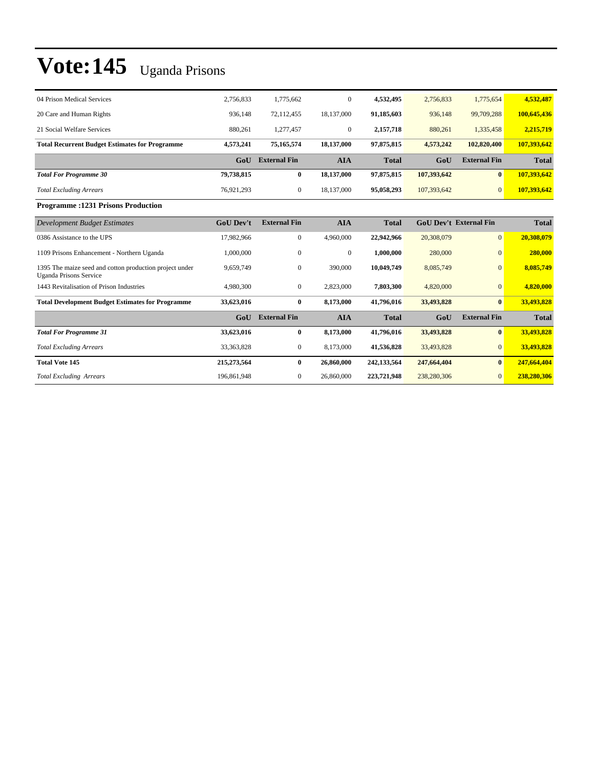# Vote:145 Uganda Prisons

| | | | | | | | |
|---|---|---|---|---|---|---|---|
| 04 Prison Medical Services | 2,756,833 | 1,775,662 | 0 | **4,532,495** | 2,756,833 | 1,775,654 | **4,532,487** |
| 20 Care and Human Rights | 936,148 | 72,112,455 | 18,137,000 | **91,185,603** | 936,148 | 99,709,288 | **100,645,436** |
| 21 Social Welfare Services | 880,261 | 1,277,457 | 0 | **2,157,718** | 880,261 | 1,335,458 | **2,215,719** |
| **Total Recurrent Budget Estimates for Programme** | **4,573,241** | **75,165,574** | **18,137,000** | **97,875,815** | **4,573,242** | **102,820,400** | **107,393,642** |
| | **GoU** | **External Fin** | **AIA** | **Total** | **GoU** | **External Fin** | **Total** |
| ***Total For Programme 30*** | **79,738,815** | **0** | **18,137,000** | **97,875,815** | **107,393,642** | **0** | **107,393,642** |
| *Total Excluding Arrears* | 76,921,293 | 0 | 18,137,000 | **95,058,293** | 107,393,642 | 0 | **107,393,642** |

**Programme :1231 Prisons Production**

| *Development Budget Estimates* | **GoU Dev't** | **External Fin** | **AIA** | **Total** | **GoU Dev't** | **External Fin** | **Total** |
|---|---|---|---|---|---|---|---|
| 0386 Assistance to the UPS | 17,982,966 | 0 | 4,960,000 | **22,942,966** | 20,308,079 | 0 | **20,308,079** |
| 1109 Prisons Enhancement - Northern Uganda | 1,000,000 | 0 | 0 | **1,000,000** | 280,000 | 0 | **280,000** |
| 1395 The maize seed and cotton production project under Uganda Prisons Service | 9,659,749 | 0 | 390,000 | **10,049,749** | 8,085,749 | 0 | **8,085,749** |
| 1443 Revitalisation of Prison Industries | 4,980,300 | 0 | 2,823,000 | **7,803,300** | 4,820,000 | 0 | **4,820,000** |
| **Total Development Budget Estimates for Programme** | **33,623,016** | **0** | **8,173,000** | **41,796,016** | **33,493,828** | **0** | **33,493,828** |
| | **GoU** | **External Fin** | **AIA** | **Total** | **GoU** | **External Fin** | **Total** |
| ***Total For Programme 31*** | **33,623,016** | **0** | **8,173,000** | **41,796,016** | **33,493,828** | **0** | **33,493,828** |
| *Total Excluding Arrears* | 33,363,828 | 0 | 8,173,000 | **41,536,828** | 33,493,828 | 0 | **33,493,828** |
| **Total Vote 145** | **215,273,564** | **0** | **26,860,000** | **242,133,564** | **247,664,404** | **0** | **247,664,404** |
| *Total Excluding Arrears* | 196,861,948 | 0 | 26,860,000 | **223,721,948** | 238,280,306 | 0 | **238,280,306** |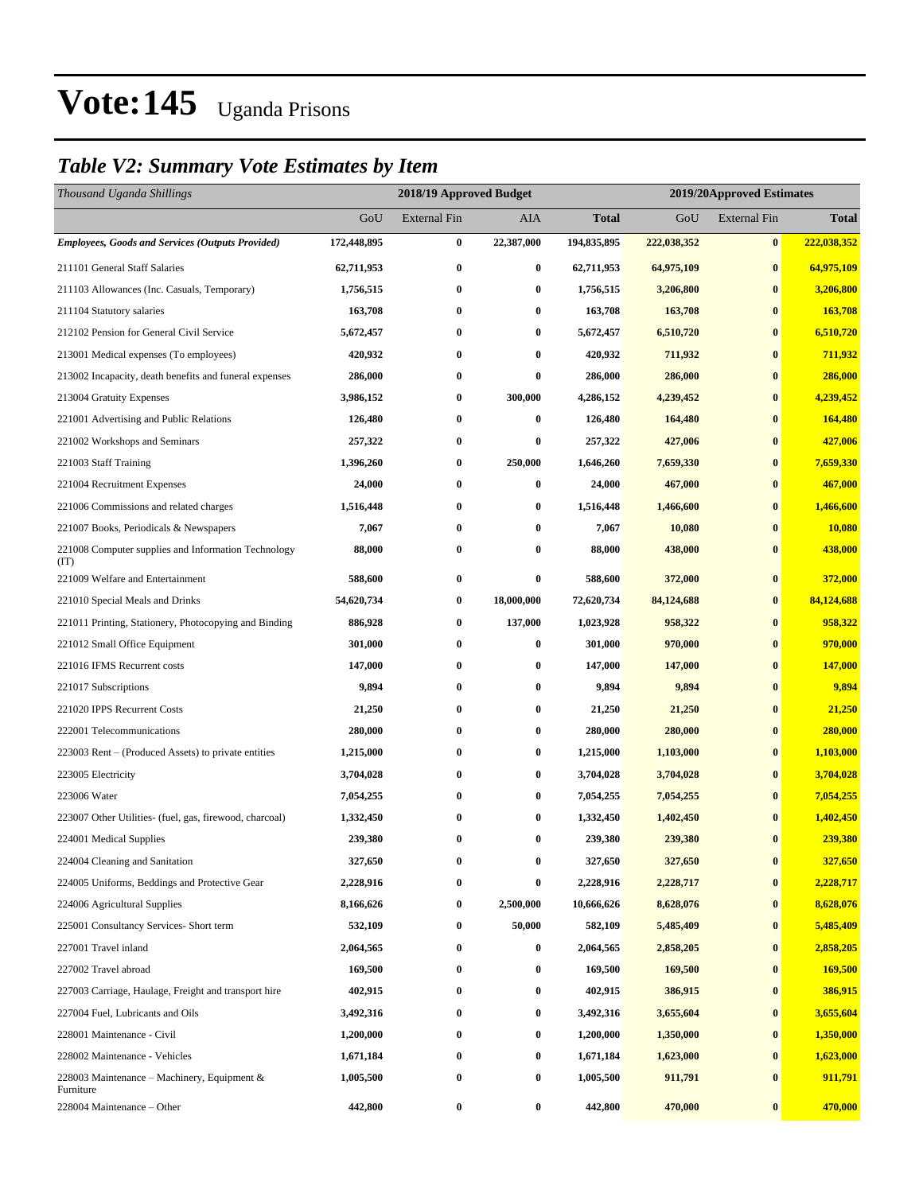# Vote:145 Uganda Prisons

## *Table V2: Summary Vote Estimates by Item*

| *Thousand Uganda Shillings* | 2018/19 Approved Budget | | | | 2019/20Approved Estimates | | |
|---|---|---|---|---|---|---|---|
| | GoU | External Fin | AIA | **Total** | GoU | External Fin | **Total** |
| ***Employees, Goods and Services (Outputs Provided)*** | **172,448,895** | **0** | **22,387,000** | **194,835,895** | **222,038,352** | **0** | **222,038,352** |
| 211101 General Staff Salaries | **62,711,953** | **0** | **0** | **62,711,953** | **64,975,109** | **0** | **64,975,109** |
| 211103 Allowances (Inc. Casuals, Temporary) | **1,756,515** | **0** | **0** | **1,756,515** | **3,206,800** | **0** | **3,206,800** |
| 211104 Statutory salaries | **163,708** | **0** | **0** | **163,708** | **163,708** | **0** | **163,708** |
| 212102 Pension for General Civil Service | **5,672,457** | **0** | **0** | **5,672,457** | **6,510,720** | **0** | **6,510,720** |
| 213001 Medical expenses (To employees) | **420,932** | **0** | **0** | **420,932** | **711,932** | **0** | **711,932** |
| 213002 Incapacity, death benefits and funeral expenses | **286,000** | **0** | **0** | **286,000** | **286,000** | **0** | **286,000** |
| 213004 Gratuity Expenses | **3,986,152** | **0** | **300,000** | **4,286,152** | **4,239,452** | **0** | **4,239,452** |
| 221001 Advertising and Public Relations | **126,480** | **0** | **0** | **126,480** | **164,480** | **0** | **164,480** |
| 221002 Workshops and Seminars | **257,322** | **0** | **0** | **257,322** | **427,006** | **0** | **427,006** |
| 221003 Staff Training | **1,396,260** | **0** | **250,000** | **1,646,260** | **7,659,330** | **0** | **7,659,330** |
| 221004 Recruitment Expenses | **24,000** | **0** | **0** | **24,000** | **467,000** | **0** | **467,000** |
| 221006 Commissions and related charges | **1,516,448** | **0** | **0** | **1,516,448** | **1,466,600** | **0** | **1,466,600** |
| 221007 Books, Periodicals & Newspapers | **7,067** | **0** | **0** | **7,067** | **10,080** | **0** | **10,080** |
| 221008 Computer supplies and Information Technology (IT) | **88,000** | **0** | **0** | **88,000** | **438,000** | **0** | **438,000** |
| 221009 Welfare and Entertainment | **588,600** | **0** | **0** | **588,600** | **372,000** | **0** | **372,000** |
| 221010 Special Meals and Drinks | **54,620,734** | **0** | **18,000,000** | **72,620,734** | **84,124,688** | **0** | **84,124,688** |
| 221011 Printing, Stationery, Photocopying and Binding | **886,928** | **0** | **137,000** | **1,023,928** | **958,322** | **0** | **958,322** |
| 221012 Small Office Equipment | **301,000** | **0** | **0** | **301,000** | **970,000** | **0** | **970,000** |
| 221016 IFMS Recurrent costs | **147,000** | **0** | **0** | **147,000** | **147,000** | **0** | **147,000** |
| 221017 Subscriptions | **9,894** | **0** | **0** | **9,894** | **9,894** | **0** | **9,894** |
| 221020 IPPS Recurrent Costs | **21,250** | **0** | **0** | **21,250** | **21,250** | **0** | **21,250** |
| 222001 Telecommunications | **280,000** | **0** | **0** | **280,000** | **280,000** | **0** | **280,000** |
| 223003 Rent – (Produced Assets) to private entities | **1,215,000** | **0** | **0** | **1,215,000** | **1,103,000** | **0** | **1,103,000** |
| 223005 Electricity | **3,704,028** | **0** | **0** | **3,704,028** | **3,704,028** | **0** | **3,704,028** |
| 223006 Water | **7,054,255** | **0** | **0** | **7,054,255** | **7,054,255** | **0** | **7,054,255** |
| 223007 Other Utilities- (fuel, gas, firewood, charcoal) | **1,332,450** | **0** | **0** | **1,332,450** | **1,402,450** | **0** | **1,402,450** |
| 224001 Medical Supplies | **239,380** | **0** | **0** | **239,380** | **239,380** | **0** | **239,380** |
| 224004 Cleaning and Sanitation | **327,650** | **0** | **0** | **327,650** | **327,650** | **0** | **327,650** |
| 224005 Uniforms, Beddings and Protective Gear | **2,228,916** | **0** | **0** | **2,228,916** | **2,228,717** | **0** | **2,228,717** |
| 224006 Agricultural Supplies | **8,166,626** | **0** | **2,500,000** | **10,666,626** | **8,628,076** | **0** | **8,628,076** |
| 225001 Consultancy Services- Short term | **532,109** | **0** | **50,000** | **582,109** | **5,485,409** | **0** | **5,485,409** |
| 227001 Travel inland | **2,064,565** | **0** | **0** | **2,064,565** | **2,858,205** | **0** | **2,858,205** |
| 227002 Travel abroad | **169,500** | **0** | **0** | **169,500** | **169,500** | **0** | **169,500** |
| 227003 Carriage, Haulage, Freight and transport hire | **402,915** | **0** | **0** | **402,915** | **386,915** | **0** | **386,915** |
| 227004 Fuel, Lubricants and Oils | **3,492,316** | **0** | **0** | **3,492,316** | **3,655,604** | **0** | **3,655,604** |
| 228001 Maintenance - Civil | **1,200,000** | **0** | **0** | **1,200,000** | **1,350,000** | **0** | **1,350,000** |
| 228002 Maintenance - Vehicles | **1,671,184** | **0** | **0** | **1,671,184** | **1,623,000** | **0** | **1,623,000** |
| 228003 Maintenance – Machinery, Equipment & Furniture | **1,005,500** | **0** | **0** | **1,005,500** | **911,791** | **0** | **911,791** |
| 228004 Maintenance – Other | **442,800** | **0** | **0** | **442,800** | **470,000** | **0** | **470,000** |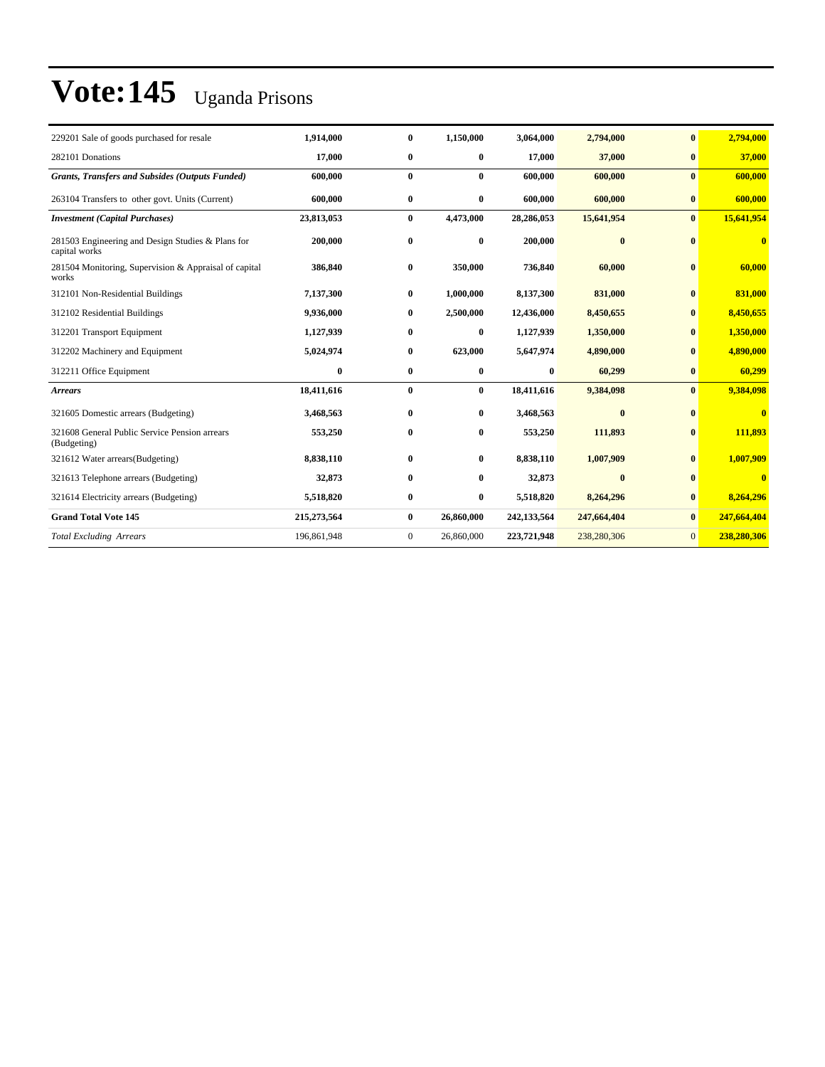# Vote:145 Uganda Prisons

| | | | | | | | |
|---|---|---|---|---|---|---|---|
| 229201 Sale of goods purchased for resale | **1,914,000** | **0** | **1,150,000** | **3,064,000** | **2,794,000** | **0** | **2,794,000** |
| 282101 Donations | **17,000** | **0** | **0** | **17,000** | **37,000** | **0** | **37,000** |
| ***Grants, Transfers and Subsides (Outputs Funded)*** | **600,000** | **0** | **0** | **600,000** | **600,000** | **0** | **600,000** |
| 263104 Transfers to other govt. Units (Current) | **600,000** | **0** | **0** | **600,000** | **600,000** | **0** | **600,000** |
| ***Investment (Capital Purchases)*** | **23,813,053** | **0** | **4,473,000** | **28,286,053** | **15,641,954** | **0** | **15,641,954** |
| 281503 Engineering and Design Studies & Plans for capital works | **200,000** | **0** | **0** | **200,000** | **0** | **0** | **0** |
| 281504 Monitoring, Supervision & Appraisal of capital works | **386,840** | **0** | **350,000** | **736,840** | **60,000** | **0** | **60,000** |
| 312101 Non-Residential Buildings | **7,137,300** | **0** | **1,000,000** | **8,137,300** | **831,000** | **0** | **831,000** |
| 312102 Residential Buildings | **9,936,000** | **0** | **2,500,000** | **12,436,000** | **8,450,655** | **0** | **8,450,655** |
| 312201 Transport Equipment | **1,127,939** | **0** | **0** | **1,127,939** | **1,350,000** | **0** | **1,350,000** |
| 312202 Machinery and Equipment | **5,024,974** | **0** | **623,000** | **5,647,974** | **4,890,000** | **0** | **4,890,000** |
| 312211 Office Equipment | **0** | **0** | **0** | **0** | **60,299** | **0** | **60,299** |
| ***Arrears*** | **18,411,616** | **0** | **0** | **18,411,616** | **9,384,098** | **0** | **9,384,098** |
| 321605 Domestic arrears (Budgeting) | **3,468,563** | **0** | **0** | **3,468,563** | **0** | **0** | **0** |
| 321608 General Public Service Pension arrears (Budgeting) | **553,250** | **0** | **0** | **553,250** | **111,893** | **0** | **111,893** |
| 321612 Water arrears(Budgeting) | **8,838,110** | **0** | **0** | **8,838,110** | **1,007,909** | **0** | **1,007,909** |
| 321613 Telephone arrears (Budgeting) | **32,873** | **0** | **0** | **32,873** | **0** | **0** | **0** |
| 321614 Electricity arrears (Budgeting) | **5,518,820** | **0** | **0** | **5,518,820** | **8,264,296** | **0** | **8,264,296** |
| **Grand Total Vote 145** | **215,273,564** | **0** | **26,860,000** | **242,133,564** | **247,664,404** | **0** | **247,664,404** |
| *Total Excluding Arrears* | 196,861,948 | 0 | 26,860,000 | **223,721,948** | 238,280,306 | 0 | **238,280,306** |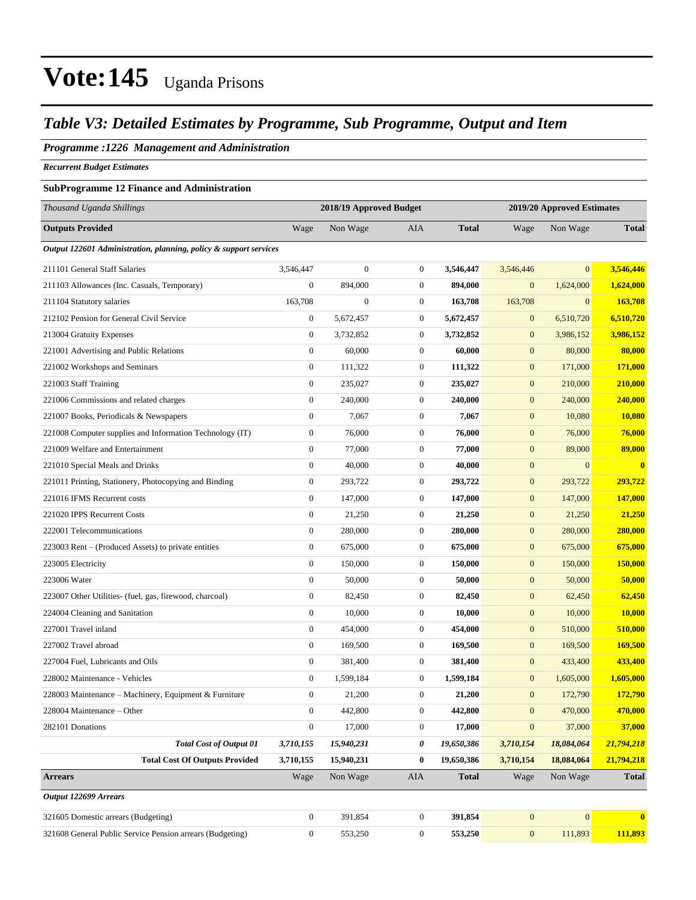# Vote:145 Uganda Prisons

## *Table V3: Detailed Estimates by Programme, Sub Programme, Output and Item*

### *Programme :1226 Management and Administration*

***Recurrent Budget Estimates***

**SubProgramme 12 Finance and Administration**

| *Thousand Uganda Shillings* | | 2018/19 Approved Budget | | | | 2019/20 Approved Estimates | |
|---|---|---|---|---|---|---|---|
| **Outputs Provided** | Wage | Non Wage | AIA | **Total** | Wage | Non Wage | **Total** |
| ***Output 122601 Administration, planning, policy & support services*** | | | | | | | |
| 211101 General Staff Salaries | 3,546,447 | 0 | 0 | **3,546,447** | 3,546,446 | 0 | **3,546,446** |
| 211103 Allowances (Inc. Casuals, Temporary) | 0 | 894,000 | 0 | **894,000** | 0 | 1,624,000 | **1,624,000** |
| 211104 Statutory salaries | 163,708 | 0 | 0 | **163,708** | 163,708 | 0 | **163,708** |
| 212102 Pension for General Civil Service | 0 | 5,672,457 | 0 | **5,672,457** | 0 | 6,510,720 | **6,510,720** |
| 213004 Gratuity Expenses | 0 | 3,732,852 | 0 | **3,732,852** | 0 | 3,986,152 | **3,986,152** |
| 221001 Advertising and Public Relations | 0 | 60,000 | 0 | **60,000** | 0 | 80,000 | **80,000** |
| 221002 Workshops and Seminars | 0 | 111,322 | 0 | **111,322** | 0 | 171,000 | **171,000** |
| 221003 Staff Training | 0 | 235,027 | 0 | **235,027** | 0 | 210,000 | **210,000** |
| 221006 Commissions and related charges | 0 | 240,000 | 0 | **240,000** | 0 | 240,000 | **240,000** |
| 221007 Books, Periodicals & Newspapers | 0 | 7,067 | 0 | **7,067** | 0 | 10,080 | **10,080** |
| 221008 Computer supplies and Information Technology (IT) | 0 | 76,000 | 0 | **76,000** | 0 | 76,000 | **76,000** |
| 221009 Welfare and Entertainment | 0 | 77,000 | 0 | **77,000** | 0 | 89,000 | **89,000** |
| 221010 Special Meals and Drinks | 0 | 40,000 | 0 | **40,000** | 0 | 0 | **0** |
| 221011 Printing, Stationery, Photocopying and Binding | 0 | 293,722 | 0 | **293,722** | 0 | 293,722 | **293,722** |
| 221016 IFMS Recurrent costs | 0 | 147,000 | 0 | **147,000** | 0 | 147,000 | **147,000** |
| 221020 IPPS Recurrent Costs | 0 | 21,250 | 0 | **21,250** | 0 | 21,250 | **21,250** |
| 222001 Telecommunications | 0 | 280,000 | 0 | **280,000** | 0 | 280,000 | **280,000** |
| 223003 Rent – (Produced Assets) to private entities | 0 | 675,000 | 0 | **675,000** | 0 | 675,000 | **675,000** |
| 223005 Electricity | 0 | 150,000 | 0 | **150,000** | 0 | 150,000 | **150,000** |
| 223006 Water | 0 | 50,000 | 0 | **50,000** | 0 | 50,000 | **50,000** |
| 223007 Other Utilities- (fuel, gas, firewood, charcoal) | 0 | 82,450 | 0 | **82,450** | 0 | 62,450 | **62,450** |
| 224004 Cleaning and Sanitation | 0 | 10,000 | 0 | **10,000** | 0 | 10,000 | **10,000** |
| 227001 Travel inland | 0 | 454,000 | 0 | **454,000** | 0 | 510,000 | **510,000** |
| 227002 Travel abroad | 0 | 169,500 | 0 | **169,500** | 0 | 169,500 | **169,500** |
| 227004 Fuel, Lubricants and Oils | 0 | 381,400 | 0 | **381,400** | 0 | 433,400 | **433,400** |
| 228002 Maintenance - Vehicles | 0 | 1,599,184 | 0 | **1,599,184** | 0 | 1,605,000 | **1,605,000** |
| 228003 Maintenance – Machinery, Equipment & Furniture | 0 | 21,200 | 0 | **21,200** | 0 | 172,790 | **172,790** |
| 228004 Maintenance – Other | 0 | 442,800 | 0 | **442,800** | 0 | 470,000 | **470,000** |
| 282101 Donations | 0 | 17,000 | 0 | **17,000** | 0 | 37,000 | **37,000** |
| ***Total Cost of Output 01*** | ***3,710,155*** | ***15,940,231*** | ***0*** | ***19,650,386*** | ***3,710,154*** | ***18,084,064*** | ***21,794,218*** |
| **Total Cost Of Outputs Provided** | **3,710,155** | **15,940,231** | **0** | **19,650,386** | **3,710,154** | **18,084,064** | **21,794,218** |
| **Arrears** | Wage | Non Wage | AIA | **Total** | Wage | Non Wage | **Total** |
| ***Output 122699 Arrears*** | | | | | | | |
| 321605 Domestic arrears (Budgeting) | 0 | 391,854 | 0 | **391,854** | 0 | 0 | **0** |
| 321608 General Public Service Pension arrears (Budgeting) | 0 | 553,250 | 0 | **553,250** | 0 | 111,893 | **111,893** |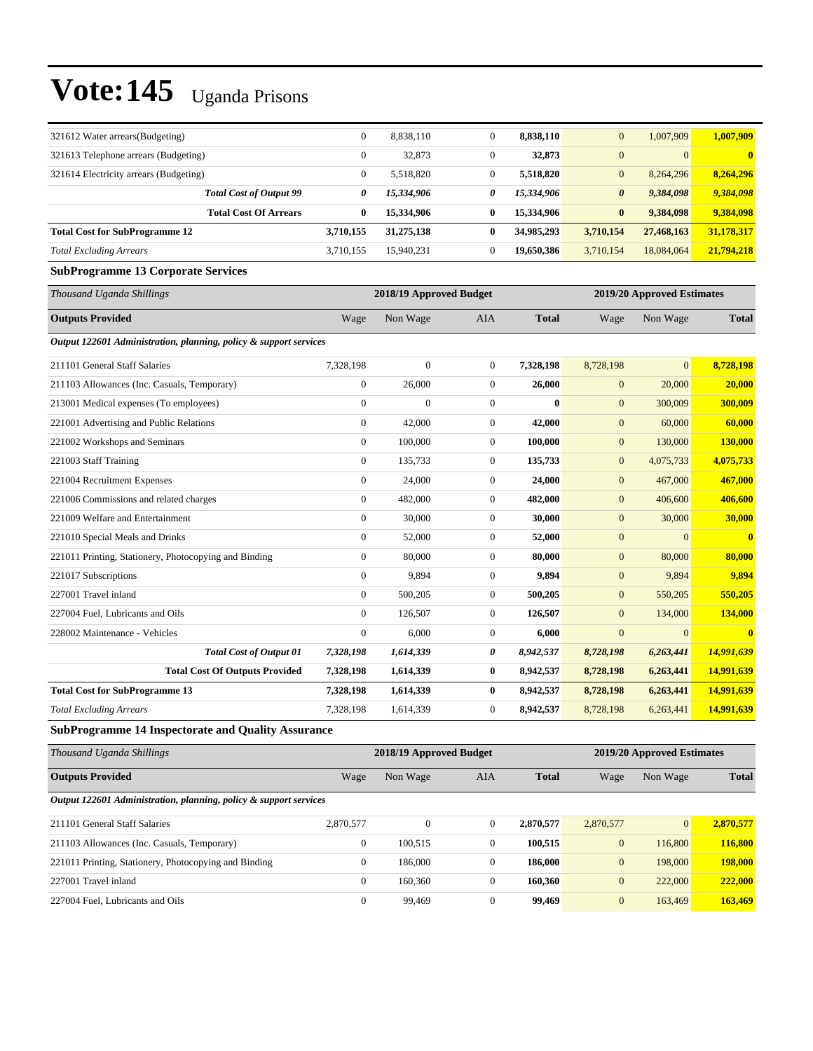# Vote:145 Uganda Prisons

| | | | | | | | |
|---|---|---|---|---|---|---|---|
| 321612 Water arrears(Budgeting) | 0 | 8,838,110 | 0 | **8,838,110** | 0 | 1,007,909 | **1,007,909** |
| 321613 Telephone arrears (Budgeting) | 0 | 32,873 | 0 | **32,873** | 0 | 0 | **0** |
| 321614 Electricity arrears (Budgeting) | 0 | 5,518,820 | 0 | **5,518,820** | 0 | 8,264,296 | **8,264,296** |
| ***Total Cost of Output 99*** | ***0*** | ***15,334,906*** | ***0*** | ***15,334,906*** | ***0*** | ***9,384,098*** | ***9,384,098*** |
| **Total Cost Of Arrears** | **0** | **15,334,906** | **0** | **15,334,906** | **0** | **9,384,098** | **9,384,098** |
| **Total Cost for SubProgramme 12** | **3,710,155** | **31,275,138** | **0** | **34,985,293** | **3,710,154** | **27,468,163** | **31,178,317** |
| *Total Excluding Arrears* | 3,710,155 | 15,940,231 | 0 | **19,650,386** | 3,710,154 | 18,084,064 | **21,794,218** |

### SubProgramme 13 Corporate Services

| *Thousand Uganda Shillings* | 2018/19 Approved Budget | | | | 2019/20 Approved Estimates | | |
|---|---|---|---|---|---|---|---|
| **Outputs Provided** | Wage | Non Wage | AIA | **Total** | Wage | Non Wage | **Total** |
| ***Output 122601 Administration, planning, policy & support services*** | | | | | | | |
| 211101 General Staff Salaries | 7,328,198 | 0 | 0 | **7,328,198** | 8,728,198 | 0 | **8,728,198** |
| 211103 Allowances (Inc. Casuals, Temporary) | 0 | 26,000 | 0 | **26,000** | 0 | 20,000 | **20,000** |
| 213001 Medical expenses (To employees) | 0 | 0 | 0 | **0** | 0 | 300,009 | **300,009** |
| 221001 Advertising and Public Relations | 0 | 42,000 | 0 | **42,000** | 0 | 60,000 | **60,000** |
| 221002 Workshops and Seminars | 0 | 100,000 | 0 | **100,000** | 0 | 130,000 | **130,000** |
| 221003 Staff Training | 0 | 135,733 | 0 | **135,733** | 0 | 4,075,733 | **4,075,733** |
| 221004 Recruitment Expenses | 0 | 24,000 | 0 | **24,000** | 0 | 467,000 | **467,000** |
| 221006 Commissions and related charges | 0 | 482,000 | 0 | **482,000** | 0 | 406,600 | **406,600** |
| 221009 Welfare and Entertainment | 0 | 30,000 | 0 | **30,000** | 0 | 30,000 | **30,000** |
| 221010 Special Meals and Drinks | 0 | 52,000 | 0 | **52,000** | 0 | 0 | **0** |
| 221011 Printing, Stationery, Photocopying and Binding | 0 | 80,000 | 0 | **80,000** | 0 | 80,000 | **80,000** |
| 221017 Subscriptions | 0 | 9,894 | 0 | **9,894** | 0 | 9,894 | **9,894** |
| 227001 Travel inland | 0 | 500,205 | 0 | **500,205** | 0 | 550,205 | **550,205** |
| 227004 Fuel, Lubricants and Oils | 0 | 126,507 | 0 | **126,507** | 0 | 134,000 | **134,000** |
| 228002 Maintenance - Vehicles | 0 | 6,000 | 0 | **6,000** | 0 | 0 | **0** |
| ***Total Cost of Output 01*** | ***7,328,198*** | ***1,614,339*** | ***0*** | ***8,942,537*** | ***8,728,198*** | ***6,263,441*** | ***14,991,639*** |
| **Total Cost Of Outputs Provided** | **7,328,198** | **1,614,339** | **0** | **8,942,537** | **8,728,198** | **6,263,441** | **14,991,639** |
| **Total Cost for SubProgramme 13** | **7,328,198** | **1,614,339** | **0** | **8,942,537** | **8,728,198** | **6,263,441** | **14,991,639** |
| *Total Excluding Arrears* | 7,328,198 | 1,614,339 | 0 | **8,942,537** | 8,728,198 | 6,263,441 | **14,991,639** |

### SubProgramme 14 Inspectorate and Quality Assurance

| *Thousand Uganda Shillings* | 2018/19 Approved Budget | | | | 2019/20 Approved Estimates | | |
|---|---|---|---|---|---|---|---|
| **Outputs Provided** | Wage | Non Wage | AIA | **Total** | Wage | Non Wage | **Total** |
| ***Output 122601 Administration, planning, policy & support services*** | | | | | | | |
| 211101 General Staff Salaries | 2,870,577 | 0 | 0 | **2,870,577** | 2,870,577 | 0 | **2,870,577** |
| 211103 Allowances (Inc. Casuals, Temporary) | 0 | 100,515 | 0 | **100,515** | 0 | 116,800 | **116,800** |
| 221011 Printing, Stationery, Photocopying and Binding | 0 | 186,000 | 0 | **186,000** | 0 | 198,000 | **198,000** |
| 227001 Travel inland | 0 | 160,360 | 0 | **160,360** | 0 | 222,000 | **222,000** |
| 227004 Fuel, Lubricants and Oils | 0 | 99,469 | 0 | **99,469** | 0 | 163,469 | **163,469** |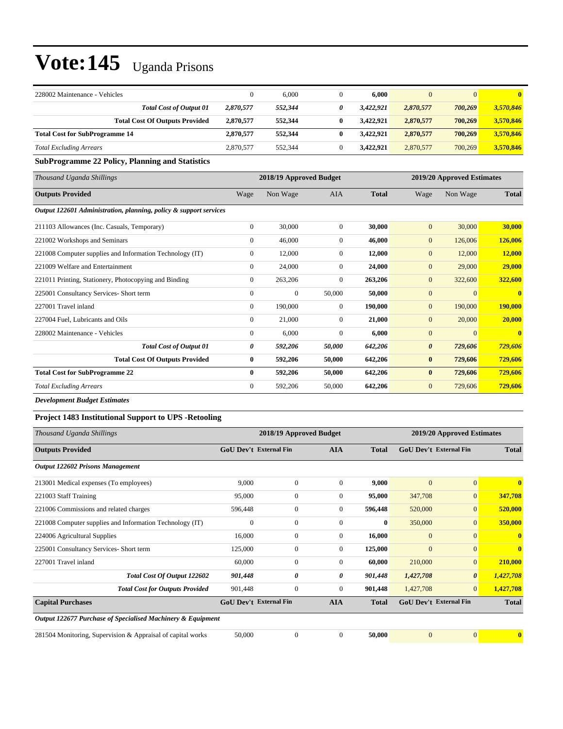# Vote:145 Uganda Prisons

| | | | | | | | |
|---|---|---|---|---|---|---|---|
| 228002 Maintenance - Vehicles | 0 | 6,000 | 0 | **6,000** | 0 | 0 | **0** |
| ***Total Cost of Output 01*** | ***2,870,577*** | ***552,344*** | ***0*** | ***3,422,921*** | ***2,870,577*** | ***700,269*** | ***3,570,846*** |
| **Total Cost Of Outputs Provided** | **2,870,577** | **552,344** | **0** | **3,422,921** | **2,870,577** | **700,269** | **3,570,846** |
| **Total Cost for SubProgramme 14** | **2,870,577** | **552,344** | **0** | **3,422,921** | **2,870,577** | **700,269** | **3,570,846** |
| *Total Excluding Arrears* | 2,870,577 | 552,344 | 0 | **3,422,921** | 2,870,577 | 700,269 | **3,570,846** |

**SubProgramme 22 Policy, Planning and Statistics**

| *Thousand Uganda Shillings* | 2018/19 Approved Budget | | | | 2019/20 Approved Estimates | | |
|---|---|---|---|---|---|---|---|
| **Outputs Provided** | Wage | Non Wage | AIA | **Total** | Wage | Non Wage | **Total** |
| ***Output 122601 Administration, planning, policy & support services*** | | | | | | | |
| 211103 Allowances (Inc. Casuals, Temporary) | 0 | 30,000 | 0 | **30,000** | 0 | 30,000 | **30,000** |
| 221002 Workshops and Seminars | 0 | 46,000 | 0 | **46,000** | 0 | 126,006 | **126,006** |
| 221008 Computer supplies and Information Technology (IT) | 0 | 12,000 | 0 | **12,000** | 0 | 12,000 | **12,000** |
| 221009 Welfare and Entertainment | 0 | 24,000 | 0 | **24,000** | 0 | 29,000 | **29,000** |
| 221011 Printing, Stationery, Photocopying and Binding | 0 | 263,206 | 0 | **263,206** | 0 | 322,600 | **322,600** |
| 225001 Consultancy Services- Short term | 0 | 0 | 50,000 | **50,000** | 0 | 0 | **0** |
| 227001 Travel inland | 0 | 190,000 | 0 | **190,000** | 0 | 190,000 | **190,000** |
| 227004 Fuel, Lubricants and Oils | 0 | 21,000 | 0 | **21,000** | 0 | 20,000 | **20,000** |
| 228002 Maintenance - Vehicles | 0 | 6,000 | 0 | **6,000** | 0 | 0 | **0** |
| ***Total Cost of Output 01*** | ***0*** | ***592,206*** | ***50,000*** | ***642,206*** | ***0*** | ***729,606*** | ***729,606*** |
| **Total Cost Of Outputs Provided** | **0** | **592,206** | **50,000** | **642,206** | **0** | **729,606** | **729,606** |
| **Total Cost for SubProgramme 22** | **0** | **592,206** | **50,000** | **642,206** | **0** | **729,606** | **729,606** |
| *Total Excluding Arrears* | 0 | 592,206 | 50,000 | **642,206** | 0 | 729,606 | **729,606** |

***Development Budget Estimates***

**Project 1483 Institutional Support to UPS -Retooling**

| *Thousand Uganda Shillings* | 2018/19 Approved Budget | | | | 2019/20 Approved Estimates | | |
|---|---|---|---|---|---|---|---|
| **Outputs Provided** | **GoU Dev't** | **External Fin** | **AIA** | **Total** | **GoU Dev't** | **External Fin** | **Total** |
| ***Output 122602 Prisons Management*** | | | | | | | |
| 213001 Medical expenses (To employees) | 9,000 | 0 | 0 | **9,000** | 0 | 0 | **0** |
| 221003 Staff Training | 95,000 | 0 | 0 | **95,000** | 347,708 | 0 | **347,708** |
| 221006 Commissions and related charges | 596,448 | 0 | 0 | **596,448** | 520,000 | 0 | **520,000** |
| 221008 Computer supplies and Information Technology (IT) | 0 | 0 | 0 | **0** | 350,000 | 0 | **350,000** |
| 224006 Agricultural Supplies | 16,000 | 0 | 0 | **16,000** | 0 | 0 | **0** |
| 225001 Consultancy Services- Short term | 125,000 | 0 | 0 | **125,000** | 0 | 0 | **0** |
| 227001 Travel inland | 60,000 | 0 | 0 | **60,000** | 210,000 | 0 | **210,000** |
| ***Total Cost Of Output 122602*** | ***901,448*** | ***0*** | ***0*** | ***901,448*** | ***1,427,708*** | ***0*** | ***1,427,708*** |
| ***Total Cost for Outputs Provided*** | 901,448 | 0 | 0 | **901,448** | 1,427,708 | 0 | **1,427,708** |
| **Capital Purchases** | **GoU Dev't** | **External Fin** | **AIA** | **Total** | **GoU Dev't** | **External Fin** | **Total** |
| ***Output 122677 Purchase of Specialised Machinery & Equipment*** | | | | | | | |
| 281504 Monitoring, Supervision & Appraisal of capital works | 50,000 | 0 | 0 | **50,000** | 0 | 0 | **0** |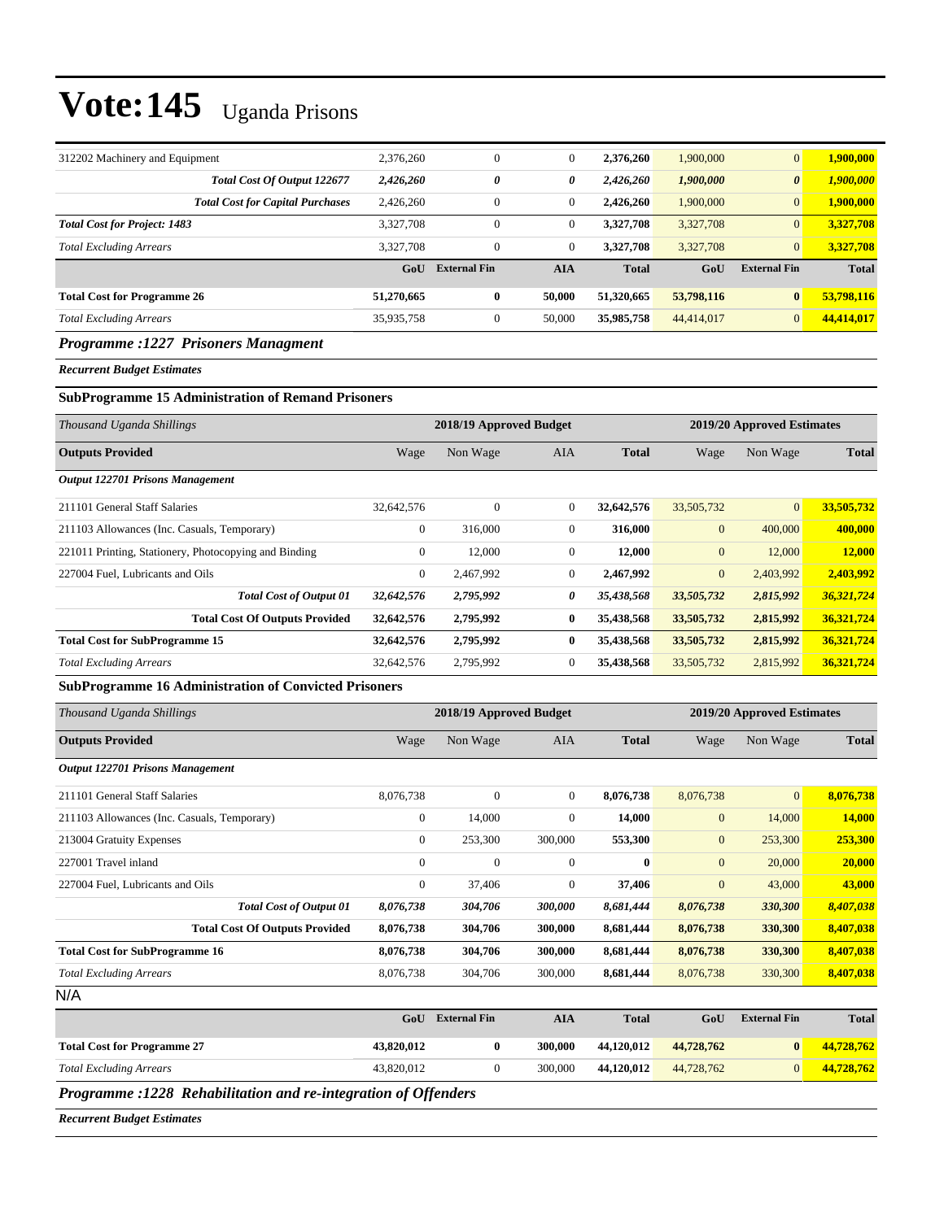# Vote:145 Uganda Prisons

| | | | | | | | |
|---|---|---|---|---|---|---|---|
| 312202 Machinery and Equipment | 2,376,260 | 0 | 0 | **2,376,260** | 1,900,000 | 0 | **1,900,000** |
| ***Total Cost Of Output 122677*** | ***2,426,260*** | ***0*** | ***0*** | ***2,426,260*** | ***1,900,000*** | ***0*** | ***1,900,000*** |
| **Total Cost for Capital Purchases** | 2,426,260 | 0 | 0 | **2,426,260** | 1,900,000 | 0 | **1,900,000** |
| ***Total Cost for Project: 1483*** | 3,327,708 | 0 | 0 | **3,327,708** | 3,327,708 | 0 | **3,327,708** |
| *Total Excluding Arrears* | 3,327,708 | 0 | 0 | **3,327,708** | 3,327,708 | 0 | **3,327,708** |
| | **GoU** | **External Fin** | **AIA** | **Total** | **GoU** | **External Fin** | **Total** |
| **Total Cost for Programme 26** | **51,270,665** | **0** | **50,000** | **51,320,665** | **53,798,116** | **0** | **53,798,116** |
| *Total Excluding Arrears* | 35,935,758 | 0 | 50,000 | **35,985,758** | 44,414,017 | 0 | **44,414,017** |

### *Programme :1227 Prisoners Managment*

***Recurrent Budget Estimates***

**SubProgramme 15 Administration of Remand Prisoners**

| *Thousand Uganda Shillings* | 2018/19 Approved Budget | | | | 2019/20 Approved Estimates | | |
|---|---|---|---|---|---|---|---|
| **Outputs Provided** | Wage | Non Wage | AIA | **Total** | Wage | Non Wage | **Total** |
| ***Output 122701 Prisons Management*** | | | | | | | |
| 211101 General Staff Salaries | 32,642,576 | 0 | 0 | **32,642,576** | 33,505,732 | 0 | **33,505,732** |
| 211103 Allowances (Inc. Casuals, Temporary) | 0 | 316,000 | 0 | **316,000** | 0 | 400,000 | **400,000** |
| 221011 Printing, Stationery, Photocopying and Binding | 0 | 12,000 | 0 | **12,000** | 0 | 12,000 | **12,000** |
| 227004 Fuel, Lubricants and Oils | 0 | 2,467,992 | 0 | **2,467,992** | 0 | 2,403,992 | **2,403,992** |
| ***Total Cost of Output 01*** | ***32,642,576*** | ***2,795,992*** | ***0*** | ***35,438,568*** | ***33,505,732*** | ***2,815,992*** | ***36,321,724*** |
| **Total Cost Of Outputs Provided** | **32,642,576** | **2,795,992** | **0** | **35,438,568** | **33,505,732** | **2,815,992** | **36,321,724** |
| **Total Cost for SubProgramme 15** | **32,642,576** | **2,795,992** | **0** | **35,438,568** | **33,505,732** | **2,815,992** | **36,321,724** |
| *Total Excluding Arrears* | 32,642,576 | 2,795,992 | 0 | **35,438,568** | 33,505,732 | 2,815,992 | **36,321,724** |

**SubProgramme 16 Administration of Convicted Prisoners**

| *Thousand Uganda Shillings* | 2018/19 Approved Budget | | | | 2019/20 Approved Estimates | | |
|---|---|---|---|---|---|---|---|
| **Outputs Provided** | Wage | Non Wage | AIA | **Total** | Wage | Non Wage | **Total** |
| ***Output 122701 Prisons Management*** | | | | | | | |
| 211101 General Staff Salaries | 8,076,738 | 0 | 0 | **8,076,738** | 8,076,738 | 0 | **8,076,738** |
| 211103 Allowances (Inc. Casuals, Temporary) | 0 | 14,000 | 0 | **14,000** | 0 | 14,000 | **14,000** |
| 213004 Gratuity Expenses | 0 | 253,300 | 300,000 | **553,300** | 0 | 253,300 | **253,300** |
| 227001 Travel inland | 0 | 0 | 0 | **0** | 0 | 20,000 | **20,000** |
| 227004 Fuel, Lubricants and Oils | 0 | 37,406 | 0 | **37,406** | 0 | 43,000 | **43,000** |
| ***Total Cost of Output 01*** | ***8,076,738*** | ***304,706*** | ***300,000*** | ***8,681,444*** | ***8,076,738*** | ***330,300*** | ***8,407,038*** |
| **Total Cost Of Outputs Provided** | **8,076,738** | **304,706** | **300,000** | **8,681,444** | **8,076,738** | **330,300** | **8,407,038** |
| **Total Cost for SubProgramme 16** | **8,076,738** | **304,706** | **300,000** | **8,681,444** | **8,076,738** | **330,300** | **8,407,038** |
| *Total Excluding Arrears* | 8,076,738 | 304,706 | 300,000 | **8,681,444** | 8,076,738 | 330,300 | **8,407,038** |

N/A

| | **GoU** | **External Fin** | **AIA** | **Total** | **GoU** | **External Fin** | **Total** |
|---|---|---|---|---|---|---|---|
| **Total Cost for Programme 27** | **43,820,012** | **0** | **300,000** | **44,120,012** | **44,728,762** | **0** | **44,728,762** |
| *Total Excluding Arrears* | 43,820,012 | 0 | 300,000 | **44,120,012** | 44,728,762 | 0 | **44,728,762** |

### *Programme :1228 Rehabilitation and re-integration of Offenders*

***Recurrent Budget Estimates***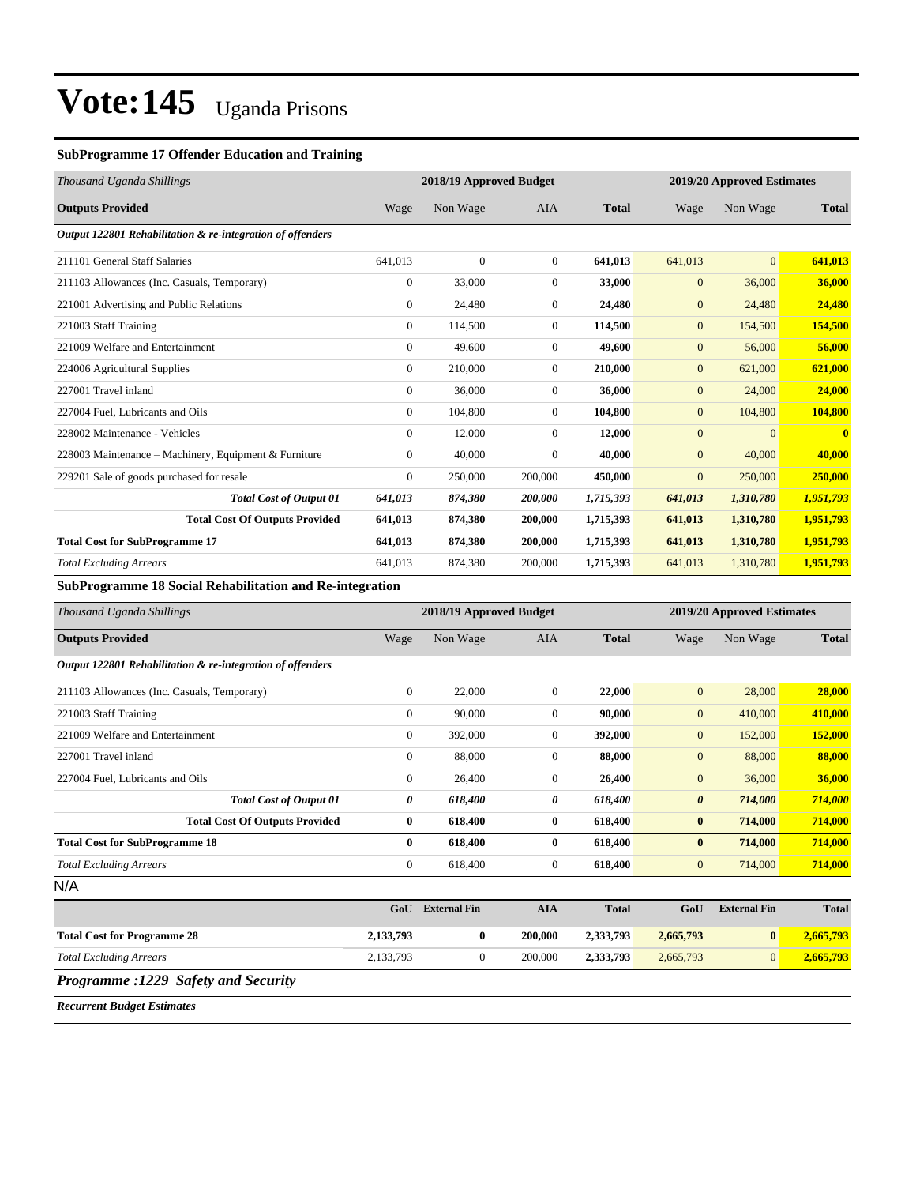# Vote:145 Uganda Prisons

### SubProgramme 17 Offender Education and Training

| *Thousand Uganda Shillings* | 2018/19 Approved Budget | | | | 2019/20 Approved Estimates | | |
|---|---|---|---|---|---|---|---|
| **Outputs Provided** | Wage | Non Wage | AIA | **Total** | Wage | Non Wage | **Total** |
| ***Output 122801 Rehabilitation & re-integration of offenders*** | | | | | | | |
| 211101 General Staff Salaries | 641,013 | 0 | 0 | **641,013** | 641,013 | 0 | **641,013** |
| 211103 Allowances (Inc. Casuals, Temporary) | 0 | 33,000 | 0 | **33,000** | 0 | 36,000 | **36,000** |
| 221001 Advertising and Public Relations | 0 | 24,480 | 0 | **24,480** | 0 | 24,480 | **24,480** |
| 221003 Staff Training | 0 | 114,500 | 0 | **114,500** | 0 | 154,500 | **154,500** |
| 221009 Welfare and Entertainment | 0 | 49,600 | 0 | **49,600** | 0 | 56,000 | **56,000** |
| 224006 Agricultural Supplies | 0 | 210,000 | 0 | **210,000** | 0 | 621,000 | **621,000** |
| 227001 Travel inland | 0 | 36,000 | 0 | **36,000** | 0 | 24,000 | **24,000** |
| 227004 Fuel, Lubricants and Oils | 0 | 104,800 | 0 | **104,800** | 0 | 104,800 | **104,800** |
| 228002 Maintenance - Vehicles | 0 | 12,000 | 0 | **12,000** | 0 | 0 | **0** |
| 228003 Maintenance – Machinery, Equipment & Furniture | 0 | 40,000 | 0 | **40,000** | 0 | 40,000 | **40,000** |
| 229201 Sale of goods purchased for resale | 0 | 250,000 | 200,000 | **450,000** | 0 | 250,000 | **250,000** |
| ***Total Cost of Output 01*** | ***641,013*** | ***874,380*** | ***200,000*** | ***1,715,393*** | ***641,013*** | ***1,310,780*** | ***1,951,793*** |
| **Total Cost Of Outputs Provided** | **641,013** | **874,380** | **200,000** | **1,715,393** | **641,013** | **1,310,780** | **1,951,793** |
| **Total Cost for SubProgramme 17** | **641,013** | **874,380** | **200,000** | **1,715,393** | **641,013** | **1,310,780** | **1,951,793** |
| *Total Excluding Arrears* | 641,013 | 874,380 | 200,000 | **1,715,393** | 641,013 | 1,310,780 | **1,951,793** |

### SubProgramme 18 Social Rehabilitation and Re-integration

| *Thousand Uganda Shillings* | 2018/19 Approved Budget | | | | 2019/20 Approved Estimates | | |
|---|---|---|---|---|---|---|---|
| **Outputs Provided** | Wage | Non Wage | AIA | **Total** | Wage | Non Wage | **Total** |
| ***Output 122801 Rehabilitation & re-integration of offenders*** | | | | | | | |
| 211103 Allowances (Inc. Casuals, Temporary) | 0 | 22,000 | 0 | **22,000** | 0 | 28,000 | **28,000** |
| 221003 Staff Training | 0 | 90,000 | 0 | **90,000** | 0 | 410,000 | **410,000** |
| 221009 Welfare and Entertainment | 0 | 392,000 | 0 | **392,000** | 0 | 152,000 | **152,000** |
| 227001 Travel inland | 0 | 88,000 | 0 | **88,000** | 0 | 88,000 | **88,000** |
| 227004 Fuel, Lubricants and Oils | 0 | 26,400 | 0 | **26,400** | 0 | 36,000 | **36,000** |
| ***Total Cost of Output 01*** | ***0*** | ***618,400*** | ***0*** | ***618,400*** | ***0*** | ***714,000*** | ***714,000*** |
| **Total Cost Of Outputs Provided** | **0** | **618,400** | **0** | **618,400** | **0** | **714,000** | **714,000** |
| **Total Cost for SubProgramme 18** | **0** | **618,400** | **0** | **618,400** | **0** | **714,000** | **714,000** |
| *Total Excluding Arrears* | 0 | 618,400 | 0 | **618,400** | 0 | 714,000 | **714,000** |

N/A

| | GoU | External Fin | AIA | Total | GoU | External Fin | Total |
|---|---|---|---|---|---|---|---|
| **Total Cost for Programme 28** | **2,133,793** | **0** | **200,000** | **2,333,793** | **2,665,793** | **0** | **2,665,793** |
| *Total Excluding Arrears* | 2,133,793 | 0 | 200,000 | **2,333,793** | 2,665,793 | 0 | **2,665,793** |

### *Programme :1229 Safety and Security*

***Recurrent Budget Estimates***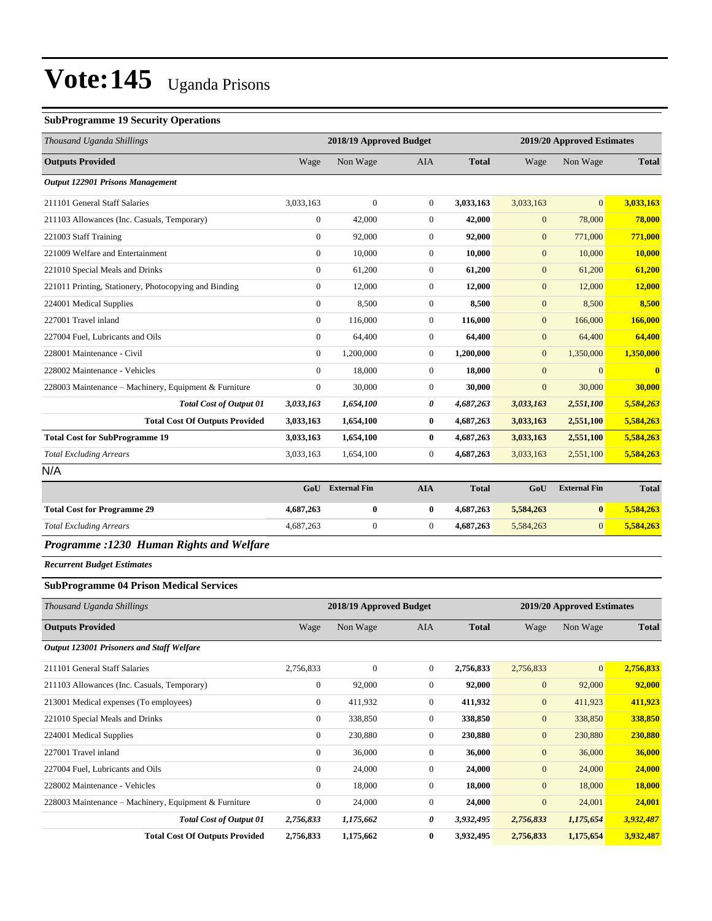# Vote:145 Uganda Prisons

**SubProgramme 19 Security Operations**

| *Thousand Uganda Shillings* | 2018/19 Approved Budget | | | | 2019/20 Approved Estimates | | |
|---|---|---|---|---|---|---|---|
| **Outputs Provided** | Wage | Non Wage | AIA | **Total** | Wage | Non Wage | **Total** |
| ***Output 122901 Prisons Management*** | | | | | | | |
| 211101 General Staff Salaries | 3,033,163 | 0 | 0 | **3,033,163** | 3,033,163 | 0 | **3,033,163** |
| 211103 Allowances (Inc. Casuals, Temporary) | 0 | 42,000 | 0 | **42,000** | 0 | 78,000 | **78,000** |
| 221003 Staff Training | 0 | 92,000 | 0 | **92,000** | 0 | 771,000 | **771,000** |
| 221009 Welfare and Entertainment | 0 | 10,000 | 0 | **10,000** | 0 | 10,000 | **10,000** |
| 221010 Special Meals and Drinks | 0 | 61,200 | 0 | **61,200** | 0 | 61,200 | **61,200** |
| 221011 Printing, Stationery, Photocopying and Binding | 0 | 12,000 | 0 | **12,000** | 0 | 12,000 | **12,000** |
| 224001 Medical Supplies | 0 | 8,500 | 0 | **8,500** | 0 | 8,500 | **8,500** |
| 227001 Travel inland | 0 | 116,000 | 0 | **116,000** | 0 | 166,000 | **166,000** |
| 227004 Fuel, Lubricants and Oils | 0 | 64,400 | 0 | **64,400** | 0 | 64,400 | **64,400** |
| 228001 Maintenance - Civil | 0 | 1,200,000 | 0 | **1,200,000** | 0 | 1,350,000 | **1,350,000** |
| 228002 Maintenance - Vehicles | 0 | 18,000 | 0 | **18,000** | 0 | 0 | **0** |
| 228003 Maintenance – Machinery, Equipment & Furniture | 0 | 30,000 | 0 | **30,000** | 0 | 30,000 | **30,000** |
| ***Total Cost of Output 01*** | ***3,033,163*** | ***1,654,100*** | ***0*** | ***4,687,263*** | ***3,033,163*** | ***2,551,100*** | ***5,584,263*** |
| **Total Cost Of Outputs Provided** | **3,033,163** | **1,654,100** | **0** | **4,687,263** | **3,033,163** | **2,551,100** | **5,584,263** |
| **Total Cost for SubProgramme 19** | **3,033,163** | **1,654,100** | **0** | **4,687,263** | **3,033,163** | **2,551,100** | **5,584,263** |
| *Total Excluding Arrears* | 3,033,163 | 1,654,100 | 0 | **4,687,263** | 3,033,163 | 2,551,100 | **5,584,263** |

N/A

| | GoU | External Fin | AIA | Total | GoU | External Fin | Total |
|---|---|---|---|---|---|---|---|
| **Total Cost for Programme 29** | **4,687,263** | **0** | **0** | **4,687,263** | **5,584,263** | **0** | **5,584,263** |
| *Total Excluding Arrears* | 4,687,263 | 0 | 0 | **4,687,263** | 5,584,263 | 0 | **5,584,263** |

## *Programme :1230 Human Rights and Welfare*

***Recurrent Budget Estimates***

**SubProgramme 04 Prison Medical Services**

| *Thousand Uganda Shillings* | 2018/19 Approved Budget | | | | 2019/20 Approved Estimates | | |
|---|---|---|---|---|---|---|---|
| **Outputs Provided** | Wage | Non Wage | AIA | **Total** | Wage | Non Wage | **Total** |
| ***Output 123001 Prisoners and Staff Welfare*** | | | | | | | |
| 211101 General Staff Salaries | 2,756,833 | 0 | 0 | **2,756,833** | 2,756,833 | 0 | **2,756,833** |
| 211103 Allowances (Inc. Casuals, Temporary) | 0 | 92,000 | 0 | **92,000** | 0 | 92,000 | **92,000** |
| 213001 Medical expenses (To employees) | 0 | 411,932 | 0 | **411,932** | 0 | 411,923 | **411,923** |
| 221010 Special Meals and Drinks | 0 | 338,850 | 0 | **338,850** | 0 | 338,850 | **338,850** |
| 224001 Medical Supplies | 0 | 230,880 | 0 | **230,880** | 0 | 230,880 | **230,880** |
| 227001 Travel inland | 0 | 36,000 | 0 | **36,000** | 0 | 36,000 | **36,000** |
| 227004 Fuel, Lubricants and Oils | 0 | 24,000 | 0 | **24,000** | 0 | 24,000 | **24,000** |
| 228002 Maintenance - Vehicles | 0 | 18,000 | 0 | **18,000** | 0 | 18,000 | **18,000** |
| 228003 Maintenance – Machinery, Equipment & Furniture | 0 | 24,000 | 0 | **24,000** | 0 | 24,001 | **24,001** |
| ***Total Cost of Output 01*** | ***2,756,833*** | ***1,175,662*** | ***0*** | ***3,932,495*** | ***2,756,833*** | ***1,175,654*** | ***3,932,487*** |
| **Total Cost Of Outputs Provided** | **2,756,833** | **1,175,662** | **0** | **3,932,495** | **2,756,833** | **1,175,654** | **3,932,487** |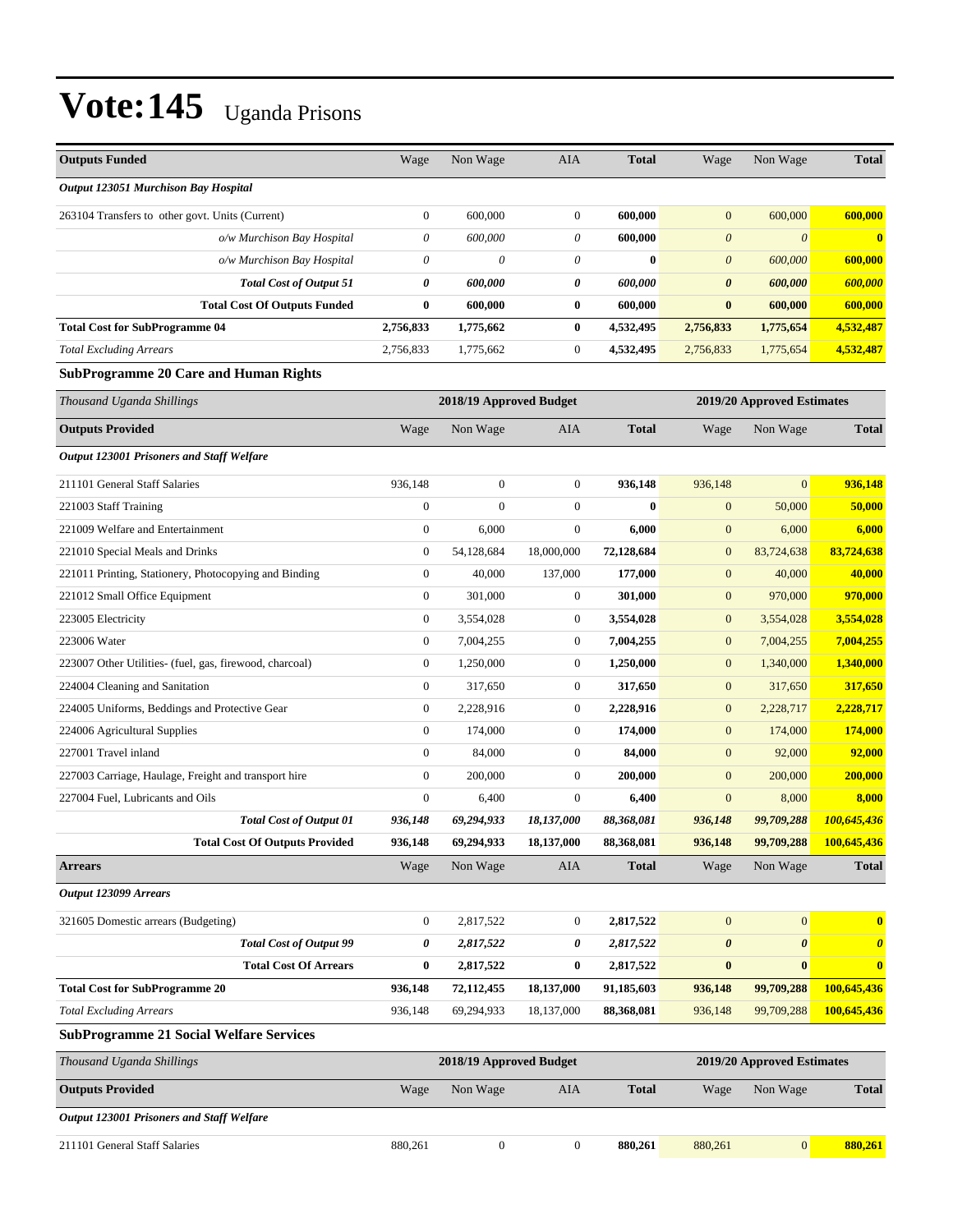# Vote:145 Uganda Prisons

| Outputs Funded | Wage | Non Wage | AIA | Total | Wage | Non Wage | Total |
|---|---|---|---|---|---|---|---|
| ***Output 123051 Murchison Bay Hospital*** | | | | | | | |
| 263104 Transfers to other govt. Units (Current) | 0 | 600,000 | 0 | **600,000** | 0 | 600,000 | **600,000** |
| *o/w Murchison Bay Hospital* | *0* | *600,000* | *0* | **600,000** | *0* | *0* | **0** |
| *o/w Murchison Bay Hospital* | *0* | *0* | *0* | **0** | *0* | *600,000* | **600,000** |
| ***Total Cost of Output 51*** | ***0*** | ***600,000*** | ***0*** | ***600,000*** | ***0*** | ***600,000*** | ***600,000*** |
| **Total Cost Of Outputs Funded** | **0** | **600,000** | **0** | **600,000** | **0** | **600,000** | **600,000** |
| **Total Cost for SubProgramme 04** | **2,756,833** | **1,775,662** | **0** | **4,532,495** | **2,756,833** | **1,775,654** | **4,532,487** |
| *Total Excluding Arrears* | 2,756,833 | 1,775,662 | 0 | **4,532,495** | 2,756,833 | 1,775,654 | **4,532,487** |

### SubProgramme 20 Care and Human Rights

| *Thousand Uganda Shillings* | 2018/19 Approved Budget | | | | 2019/20 Approved Estimates | | |
|---|---|---|---|---|---|---|---|
| **Outputs Provided** | Wage | Non Wage | AIA | **Total** | Wage | Non Wage | **Total** |
| ***Output 123001 Prisoners and Staff Welfare*** | | | | | | | |
| 211101 General Staff Salaries | 936,148 | 0 | 0 | **936,148** | 936,148 | 0 | **936,148** |
| 221003 Staff Training | 0 | 0 | 0 | **0** | 0 | 50,000 | **50,000** |
| 221009 Welfare and Entertainment | 0 | 6,000 | 0 | **6,000** | 0 | 6,000 | **6,000** |
| 221010 Special Meals and Drinks | 0 | 54,128,684 | 18,000,000 | **72,128,684** | 0 | 83,724,638 | **83,724,638** |
| 221011 Printing, Stationery, Photocopying and Binding | 0 | 40,000 | 137,000 | **177,000** | 0 | 40,000 | **40,000** |
| 221012 Small Office Equipment | 0 | 301,000 | 0 | **301,000** | 0 | 970,000 | **970,000** |
| 223005 Electricity | 0 | 3,554,028 | 0 | **3,554,028** | 0 | 3,554,028 | **3,554,028** |
| 223006 Water | 0 | 7,004,255 | 0 | **7,004,255** | 0 | 7,004,255 | **7,004,255** |
| 223007 Other Utilities- (fuel, gas, firewood, charcoal) | 0 | 1,250,000 | 0 | **1,250,000** | 0 | 1,340,000 | **1,340,000** |
| 224004 Cleaning and Sanitation | 0 | 317,650 | 0 | **317,650** | 0 | 317,650 | **317,650** |
| 224005 Uniforms, Beddings and Protective Gear | 0 | 2,228,916 | 0 | **2,228,916** | 0 | 2,228,717 | **2,228,717** |
| 224006 Agricultural Supplies | 0 | 174,000 | 0 | **174,000** | 0 | 174,000 | **174,000** |
| 227001 Travel inland | 0 | 84,000 | 0 | **84,000** | 0 | 92,000 | **92,000** |
| 227003 Carriage, Haulage, Freight and transport hire | 0 | 200,000 | 0 | **200,000** | 0 | 200,000 | **200,000** |
| 227004 Fuel, Lubricants and Oils | 0 | 6,400 | 0 | **6,400** | 0 | 8,000 | **8,000** |
| ***Total Cost of Output 01*** | ***936,148*** | ***69,294,933*** | ***18,137,000*** | ***88,368,081*** | ***936,148*** | ***99,709,288*** | ***100,645,436*** |
| **Total Cost Of Outputs Provided** | **936,148** | **69,294,933** | **18,137,000** | **88,368,081** | **936,148** | **99,709,288** | **100,645,436** |
| **Arrears** | Wage | Non Wage | AIA | **Total** | Wage | Non Wage | **Total** |
| ***Output 123099 Arrears*** | | | | | | | |
| 321605 Domestic arrears (Budgeting) | 0 | 2,817,522 | 0 | **2,817,522** | 0 | 0 | **0** |
| ***Total Cost of Output 99*** | ***0*** | ***2,817,522*** | ***0*** | ***2,817,522*** | ***0*** | ***0*** | ***0*** |
| **Total Cost Of Arrears** | **0** | **2,817,522** | **0** | **2,817,522** | **0** | **0** | **0** |
| **Total Cost for SubProgramme 20** | **936,148** | **72,112,455** | **18,137,000** | **91,185,603** | **936,148** | **99,709,288** | **100,645,436** |
| *Total Excluding Arrears* | 936,148 | 69,294,933 | 18,137,000 | **88,368,081** | 936,148 | 99,709,288 | **100,645,436** |

### SubProgramme 21 Social Welfare Services

| *Thousand Uganda Shillings* | 2018/19 Approved Budget | | | | 2019/20 Approved Estimates | | |
|---|---|---|---|---|---|---|---|
| **Outputs Provided** | Wage | Non Wage | AIA | **Total** | Wage | Non Wage | **Total** |
| ***Output 123001 Prisoners and Staff Welfare*** | | | | | | | |
| 211101 General Staff Salaries | 880,261 | 0 | 0 | **880,261** | 880,261 | 0 | **880,261** |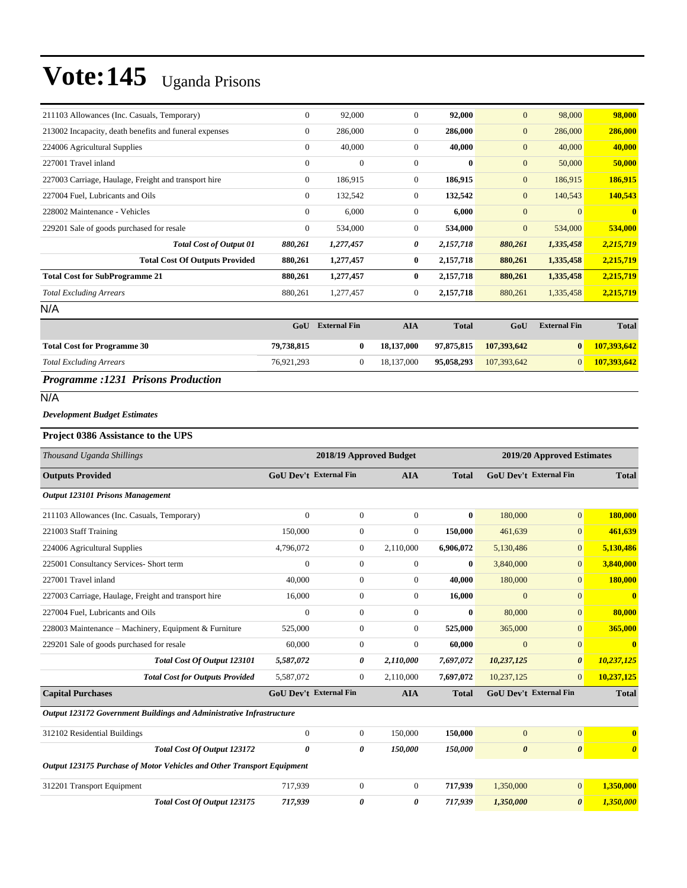| | | | | | | | |
|---|---|---|---|---|---|---|---|
| 211103 Allowances (Inc. Casuals, Temporary) | 0 | 92,000 | 0 | **92,000** | 0 | 98,000 | **98,000** |
| 213002 Incapacity, death benefits and funeral expenses | 0 | 286,000 | 0 | **286,000** | 0 | 286,000 | **286,000** |
| 224006 Agricultural Supplies | 0 | 40,000 | 0 | **40,000** | 0 | 40,000 | **40,000** |
| 227001 Travel inland | 0 | 0 | 0 | **0** | 0 | 50,000 | **50,000** |
| 227003 Carriage, Haulage, Freight and transport hire | 0 | 186,915 | 0 | **186,915** | 0 | 186,915 | **186,915** |
| 227004 Fuel, Lubricants and Oils | 0 | 132,542 | 0 | **132,542** | 0 | 140,543 | **140,543** |
| 228002 Maintenance - Vehicles | 0 | 6,000 | 0 | **6,000** | 0 | 0 | **0** |
| 229201 Sale of goods purchased for resale | 0 | 534,000 | 0 | **534,000** | 0 | 534,000 | **534,000** |
| ***Total Cost of Output 01*** | ***880,261*** | ***1,277,457*** | ***0*** | ***2,157,718*** | ***880,261*** | ***1,335,458*** | ***2,215,719*** |
| **Total Cost Of Outputs Provided** | **880,261** | **1,277,457** | **0** | **2,157,718** | **880,261** | **1,335,458** | **2,215,719** |
| **Total Cost for SubProgramme 21** | **880,261** | **1,277,457** | **0** | **2,157,718** | **880,261** | **1,335,458** | **2,215,719** |
| *Total Excluding Arrears* | 880,261 | 1,277,457 | 0 | **2,157,718** | 880,261 | 1,335,458 | **2,215,719** |

N/A

| | GoU | External Fin | AIA | Total | GoU | External Fin | Total |
|---|---|---|---|---|---|---|---|
| **Total Cost for Programme 30** | **79,738,815** | **0** | **18,137,000** | **97,875,815** | **107,393,642** | **0** | **107,393,642** |
| *Total Excluding Arrears* | 76,921,293 | 0 | 18,137,000 | **95,058,293** | 107,393,642 | 0 | **107,393,642** |

## *Programme :1231 Prisons Production*

N/A

***Development Budget Estimates***

### Project 0386 Assistance to the UPS

| *Thousand Uganda Shillings* | 2018/19 Approved Budget | | | | 2019/20 Approved Estimates | | |
|---|---|---|---|---|---|---|---|
| **Outputs Provided** | **GoU Dev't** | **External Fin** | **AIA** | **Total** | **GoU Dev't** | **External Fin** | **Total** |
| ***Output 123101 Prisons Management*** | | | | | | | |
| 211103 Allowances (Inc. Casuals, Temporary) | 0 | 0 | 0 | **0** | 180,000 | 0 | **180,000** |
| 221003 Staff Training | 150,000 | 0 | 0 | **150,000** | 461,639 | 0 | **461,639** |
| 224006 Agricultural Supplies | 4,796,072 | 0 | 2,110,000 | **6,906,072** | 5,130,486 | 0 | **5,130,486** |
| 225001 Consultancy Services- Short term | 0 | 0 | 0 | **0** | 3,840,000 | 0 | **3,840,000** |
| 227001 Travel inland | 40,000 | 0 | 0 | **40,000** | 180,000 | 0 | **180,000** |
| 227003 Carriage, Haulage, Freight and transport hire | 16,000 | 0 | 0 | **16,000** | 0 | 0 | **0** |
| 227004 Fuel, Lubricants and Oils | 0 | 0 | 0 | **0** | 80,000 | 0 | **80,000** |
| 228003 Maintenance – Machinery, Equipment & Furniture | 525,000 | 0 | 0 | **525,000** | 365,000 | 0 | **365,000** |
| 229201 Sale of goods purchased for resale | 60,000 | 0 | 0 | **60,000** | 0 | 0 | **0** |
| ***Total Cost Of Output 123101*** | ***5,587,072*** | ***0*** | ***2,110,000*** | ***7,697,072*** | ***10,237,125*** | ***0*** | ***10,237,125*** |
| ***Total Cost for Outputs Provided*** | 5,587,072 | 0 | 2,110,000 | **7,697,072** | 10,237,125 | 0 | **10,237,125** |
| **Capital Purchases** | **GoU Dev't** | **External Fin** | **AIA** | **Total** | **GoU Dev't** | **External Fin** | **Total** |
| ***Output 123172 Government Buildings and Administrative Infrastructure*** | | | | | | | |
| 312102 Residential Buildings | 0 | 0 | 150,000 | **150,000** | 0 | 0 | **0** |
| ***Total Cost Of Output 123172*** | ***0*** | ***0*** | ***150,000*** | ***150,000*** | ***0*** | ***0*** | ***0*** |
| ***Output 123175 Purchase of Motor Vehicles and Other Transport Equipment*** | | | | | | | |
| 312201 Transport Equipment | 717,939 | 0 | 0 | **717,939** | 1,350,000 | 0 | **1,350,000** |
| ***Total Cost Of Output 123175*** | ***717,939*** | ***0*** | ***0*** | ***717,939*** | ***1,350,000*** | ***0*** | ***1,350,000*** |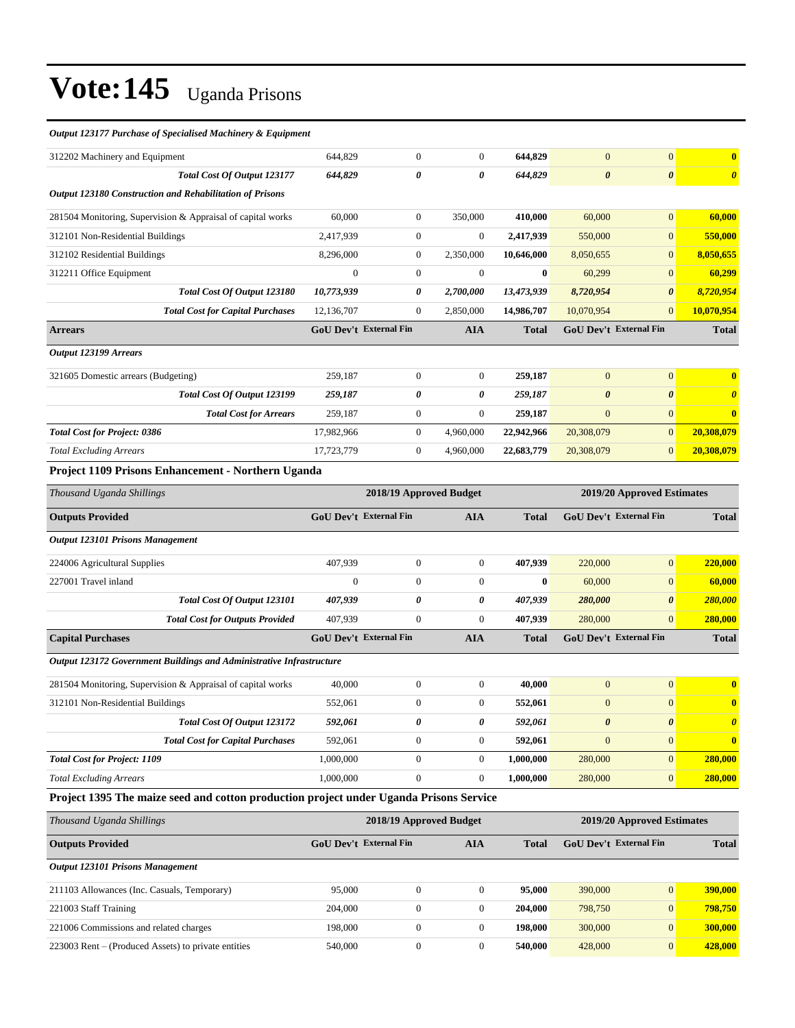# Vote:145 Uganda Prisons

| | | | | | | | |
|---|---|---|---|---|---|---|---|
| ***Output 123177 Purchase of Specialised Machinery & Equipment*** | | | | | | | |
| 312202 Machinery and Equipment | 644,829 | 0 | 0 | **644,829** | 0 | 0 | **0** |
| ***Total Cost Of Output 123177*** | ***644,829*** | ***0*** | ***0*** | ***644,829*** | ***0*** | ***0*** | ***0*** |
| ***Output 123180 Construction and Rehabilitation of Prisons*** | | | | | | | |
| 281504 Monitoring, Supervision & Appraisal of capital works | 60,000 | 0 | 350,000 | **410,000** | 60,000 | 0 | **60,000** |
| 312101 Non-Residential Buildings | 2,417,939 | 0 | 0 | **2,417,939** | 550,000 | 0 | **550,000** |
| 312102 Residential Buildings | 8,296,000 | 0 | 2,350,000 | **10,646,000** | 8,050,655 | 0 | **8,050,655** |
| 312211 Office Equipment | 0 | 0 | 0 | **0** | 60,299 | 0 | **60,299** |
| ***Total Cost Of Output 123180*** | ***10,773,939*** | ***0*** | ***2,700,000*** | ***13,473,939*** | ***8,720,954*** | ***0*** | ***8,720,954*** |
| ***Total Cost for Capital Purchases*** | 12,136,707 | 0 | 2,850,000 | 14,986,707 | 10,070,954 | 0 | **10,070,954** |
| **Arrears** | **GoU Dev't** | **External Fin** | **AIA** | **Total** | **GoU Dev't** | **External Fin** | **Total** |
| ***Output 123199 Arrears*** | | | | | | | |
| 321605 Domestic arrears (Budgeting) | 259,187 | 0 | 0 | **259,187** | 0 | 0 | **0** |
| ***Total Cost Of Output 123199*** | ***259,187*** | ***0*** | ***0*** | ***259,187*** | ***0*** | ***0*** | ***0*** |
| ***Total Cost for Arrears*** | 259,187 | 0 | 0 | 259,187 | 0 | 0 | **0** |
| ***Total Cost for Project: 0386*** | 17,982,966 | 0 | 4,960,000 | 22,942,966 | 20,308,079 | 0 | **20,308,079** |
| *Total Excluding Arrears* | 17,723,779 | 0 | 4,960,000 | 22,683,779 | 20,308,079 | 0 | **20,308,079** |

### Project 1109 Prisons Enhancement - Northern Uganda

| *Thousand Uganda Shillings* | 2018/19 Approved Budget | | | | 2019/20 Approved Estimates | | |
|---|---|---|---|---|---|---|---|
| **Outputs Provided** | **GoU Dev't** | **External Fin** | **AIA** | **Total** | **GoU Dev't** | **External Fin** | **Total** |
| ***Output 123101 Prisons Management*** | | | | | | | |
| 224006 Agricultural Supplies | 407,939 | 0 | 0 | **407,939** | 220,000 | 0 | **220,000** |
| 227001 Travel inland | 0 | 0 | 0 | **0** | 60,000 | 0 | **60,000** |
| ***Total Cost Of Output 123101*** | ***407,939*** | ***0*** | ***0*** | ***407,939*** | ***280,000*** | ***0*** | ***280,000*** |
| ***Total Cost for Outputs Provided*** | 407,939 | 0 | 0 | 407,939 | 280,000 | 0 | **280,000** |
| **Capital Purchases** | **GoU Dev't** | **External Fin** | **AIA** | **Total** | **GoU Dev't** | **External Fin** | **Total** |
| ***Output 123172 Government Buildings and Administrative Infrastructure*** | | | | | | | |
| 281504 Monitoring, Supervision & Appraisal of capital works | 40,000 | 0 | 0 | **40,000** | 0 | 0 | **0** |
| 312101 Non-Residential Buildings | 552,061 | 0 | 0 | **552,061** | 0 | 0 | **0** |
| ***Total Cost Of Output 123172*** | ***592,061*** | ***0*** | ***0*** | ***592,061*** | ***0*** | ***0*** | ***0*** |
| ***Total Cost for Capital Purchases*** | 592,061 | 0 | 0 | 592,061 | 0 | 0 | **0** |
| ***Total Cost for Project: 1109*** | 1,000,000 | 0 | 0 | **1,000,000** | 280,000 | 0 | **280,000** |
| *Total Excluding Arrears* | 1,000,000 | 0 | 0 | **1,000,000** | 280,000 | 0 | **280,000** |

### Project 1395 The maize seed and cotton production project under Uganda Prisons Service

| *Thousand Uganda Shillings* | 2018/19 Approved Budget | | | | 2019/20 Approved Estimates | | |
|---|---|---|---|---|---|---|---|
| **Outputs Provided** | **GoU Dev't** | **External Fin** | **AIA** | **Total** | **GoU Dev't** | **External Fin** | **Total** |
| ***Output 123101 Prisons Management*** | | | | | | | |
| 211103 Allowances (Inc. Casuals, Temporary) | 95,000 | 0 | 0 | **95,000** | 390,000 | 0 | **390,000** |
| 221003 Staff Training | 204,000 | 0 | 0 | **204,000** | 798,750 | 0 | **798,750** |
| 221006 Commissions and related charges | 198,000 | 0 | 0 | **198,000** | 300,000 | 0 | **300,000** |
| 223003 Rent – (Produced Assets) to private entities | 540,000 | 0 | 0 | **540,000** | 428,000 | 0 | **428,000** |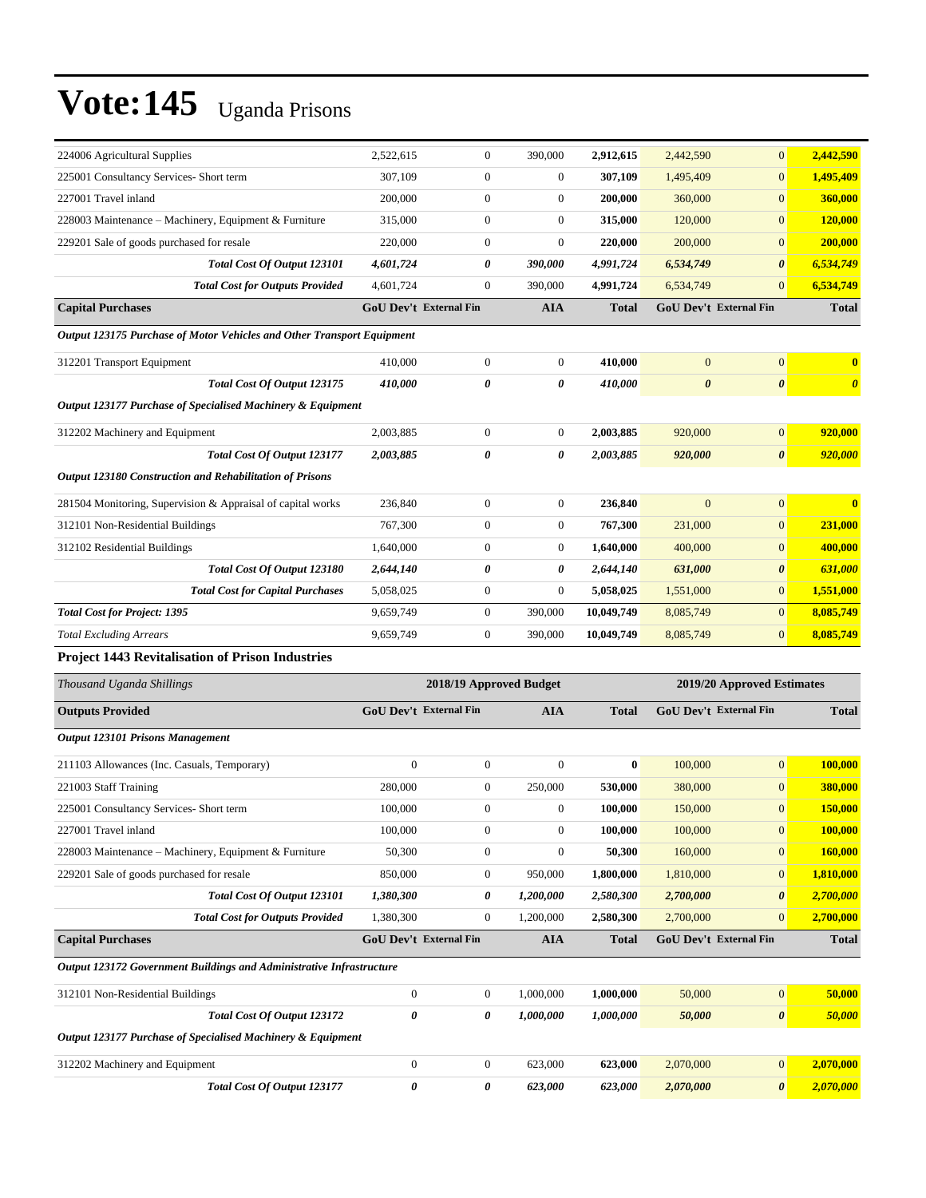# Vote:145 Uganda Prisons

| | | | | | | | |
|---|---|---|---|---|---|---|---|
| 224006 Agricultural Supplies | 2,522,615 | 0 | 390,000 | **2,912,615** | 2,442,590 | 0 | **2,442,590** |
| 225001 Consultancy Services- Short term | 307,109 | 0 | 0 | **307,109** | 1,495,409 | 0 | **1,495,409** |
| 227001 Travel inland | 200,000 | 0 | 0 | **200,000** | 360,000 | 0 | **360,000** |
| 228003 Maintenance – Machinery, Equipment & Furniture | 315,000 | 0 | 0 | **315,000** | 120,000 | 0 | **120,000** |
| 229201 Sale of goods purchased for resale | 220,000 | 0 | 0 | **220,000** | 200,000 | 0 | **200,000** |
| ***Total Cost Of Output 123101*** | ***4,601,724*** | ***0*** | ***390,000*** | ***4,991,724*** | ***6,534,749*** | ***0*** | ***6,534,749*** |
| ***Total Cost for Outputs Provided*** | 4,601,724 | 0 | 390,000 | **4,991,724** | 6,534,749 | 0 | **6,534,749** |
| **Capital Purchases** | **GoU Dev't** | **External Fin** | **AIA** | **Total** | **GoU Dev't** | **External Fin** | **Total** |
| ***Output 123175 Purchase of Motor Vehicles and Other Transport Equipment*** | | | | | | | |
| 312201 Transport Equipment | 410,000 | 0 | 0 | **410,000** | 0 | 0 | **0** |
| ***Total Cost Of Output 123175*** | ***410,000*** | ***0*** | ***0*** | ***410,000*** | ***0*** | ***0*** | ***0*** |
| ***Output 123177 Purchase of Specialised Machinery & Equipment*** | | | | | | | |
| 312202 Machinery and Equipment | 2,003,885 | 0 | 0 | **2,003,885** | 920,000 | 0 | **920,000** |
| ***Total Cost Of Output 123177*** | ***2,003,885*** | ***0*** | ***0*** | ***2,003,885*** | ***920,000*** | ***0*** | ***920,000*** |
| ***Output 123180 Construction and Rehabilitation of Prisons*** | | | | | | | |
| 281504 Monitoring, Supervision & Appraisal of capital works | 236,840 | 0 | 0 | **236,840** | 0 | 0 | **0** |
| 312101 Non-Residential Buildings | 767,300 | 0 | 0 | **767,300** | 231,000 | 0 | **231,000** |
| 312102 Residential Buildings | 1,640,000 | 0 | 0 | **1,640,000** | 400,000 | 0 | **400,000** |
| ***Total Cost Of Output 123180*** | ***2,644,140*** | ***0*** | ***0*** | ***2,644,140*** | ***631,000*** | ***0*** | ***631,000*** |
| ***Total Cost for Capital Purchases*** | 5,058,025 | 0 | 0 | **5,058,025** | 1,551,000 | 0 | **1,551,000** |
| ***Total Cost for Project: 1395*** | 9,659,749 | 0 | 390,000 | **10,049,749** | 8,085,749 | 0 | **8,085,749** |
| *Total Excluding Arrears* | 9,659,749 | 0 | 390,000 | **10,049,749** | 8,085,749 | 0 | **8,085,749** |

### Project 1443 Revitalisation of Prison Industries

| *Thousand Uganda Shillings* | 2018/19 Approved Budget | | | | 2019/20 Approved Estimates | | |
|---|---|---|---|---|---|---|---|
| **Outputs Provided** | **GoU Dev't** | **External Fin** | **AIA** | **Total** | **GoU Dev't** | **External Fin** | **Total** |
| ***Output 123101 Prisons Management*** | | | | | | | |
| 211103 Allowances (Inc. Casuals, Temporary) | 0 | 0 | 0 | **0** | 100,000 | 0 | **100,000** |
| 221003 Staff Training | 280,000 | 0 | 250,000 | **530,000** | 380,000 | 0 | **380,000** |
| 225001 Consultancy Services- Short term | 100,000 | 0 | 0 | **100,000** | 150,000 | 0 | **150,000** |
| 227001 Travel inland | 100,000 | 0 | 0 | **100,000** | 100,000 | 0 | **100,000** |
| 228003 Maintenance – Machinery, Equipment & Furniture | 50,300 | 0 | 0 | **50,300** | 160,000 | 0 | **160,000** |
| 229201 Sale of goods purchased for resale | 850,000 | 0 | 950,000 | **1,800,000** | 1,810,000 | 0 | **1,810,000** |
| ***Total Cost Of Output 123101*** | ***1,380,300*** | ***0*** | ***1,200,000*** | ***2,580,300*** | ***2,700,000*** | ***0*** | ***2,700,000*** |
| ***Total Cost for Outputs Provided*** | 1,380,300 | 0 | 1,200,000 | **2,580,300** | 2,700,000 | 0 | **2,700,000** |
| **Capital Purchases** | **GoU Dev't** | **External Fin** | **AIA** | **Total** | **GoU Dev't** | **External Fin** | **Total** |
| ***Output 123172 Government Buildings and Administrative Infrastructure*** | | | | | | | |
| 312101 Non-Residential Buildings | 0 | 0 | 1,000,000 | **1,000,000** | 50,000 | 0 | **50,000** |
| ***Total Cost Of Output 123172*** | ***0*** | ***0*** | ***1,000,000*** | ***1,000,000*** | ***50,000*** | ***0*** | ***50,000*** |
| ***Output 123177 Purchase of Specialised Machinery & Equipment*** | | | | | | | |
| 312202 Machinery and Equipment | 0 | 0 | 623,000 | **623,000** | 2,070,000 | 0 | **2,070,000** |
| ***Total Cost Of Output 123177*** | ***0*** | ***0*** | ***623,000*** | ***623,000*** | ***2,070,000*** | ***0*** | ***2,070,000*** |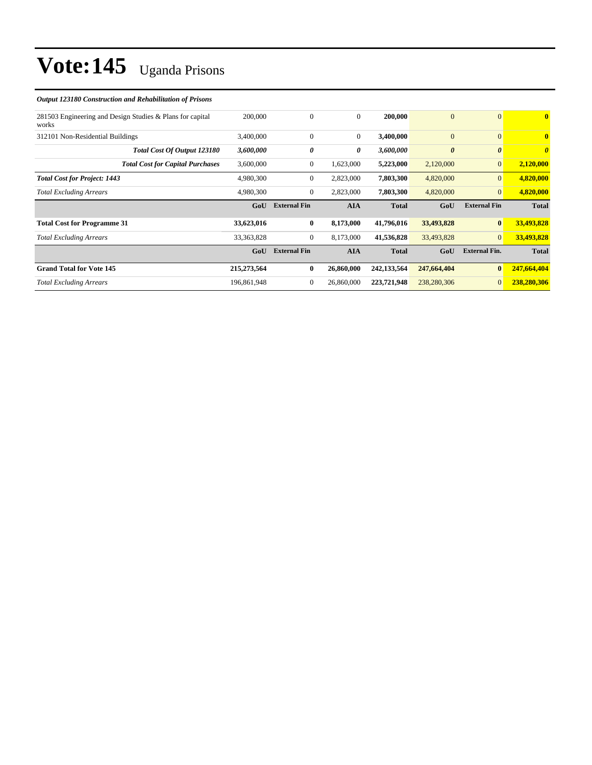# Vote:145 Uganda Prisons

***Output 123180 Construction and Rehabilitation of Prisons***

| | | | | | | | |
|---|---|---|---|---|---|---|---|
| 281503 Engineering and Design Studies & Plans for capital works | 200,000 | 0 | 0 | **200,000** | 0 | 0 | **0** |
| 312101 Non-Residential Buildings | 3,400,000 | 0 | 0 | **3,400,000** | 0 | 0 | **0** |
| ***Total Cost Of Output 123180*** | ***3,600,000*** | ***0*** | ***0*** | ***3,600,000*** | ***0*** | ***0*** | ***0*** |
| ***Total Cost for Capital Purchases*** | 3,600,000 | 0 | 1,623,000 | **5,223,000** | 2,120,000 | 0 | **2,120,000** |
| ***Total Cost for Project: 1443*** | 4,980,300 | 0 | 2,823,000 | **7,803,300** | 4,820,000 | 0 | **4,820,000** |
| *Total Excluding Arrears* | 4,980,300 | 0 | 2,823,000 | **7,803,300** | 4,820,000 | 0 | **4,820,000** |
| | **GoU** | **External Fin** | **AIA** | **Total** | **GoU** | **External Fin** | **Total** |
| **Total Cost for Programme 31** | **33,623,016** | **0** | **8,173,000** | **41,796,016** | **33,493,828** | **0** | **33,493,828** |
| *Total Excluding Arrears* | 33,363,828 | 0 | 8,173,000 | **41,536,828** | 33,493,828 | 0 | **33,493,828** |
| | **GoU** | **External Fin** | **AIA** | **Total** | **GoU** | **External Fin.** | **Total** |
| **Grand Total for Vote 145** | **215,273,564** | **0** | **26,860,000** | **242,133,564** | **247,664,404** | **0** | **247,664,404** |
| *Total Excluding Arrears* | 196,861,948 | 0 | 26,860,000 | **223,721,948** | 238,280,306 | 0 | **238,280,306** |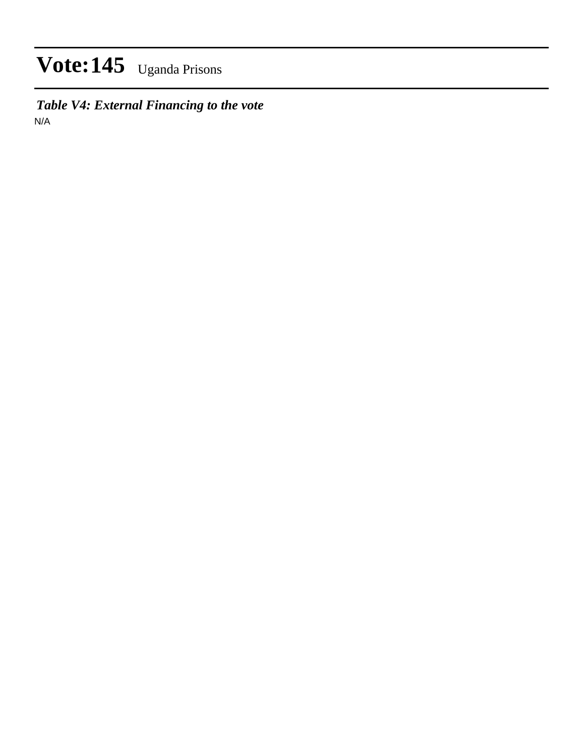# Vote:145 Uganda Prisons

***Table V4: External Financing to the vote***

N/A